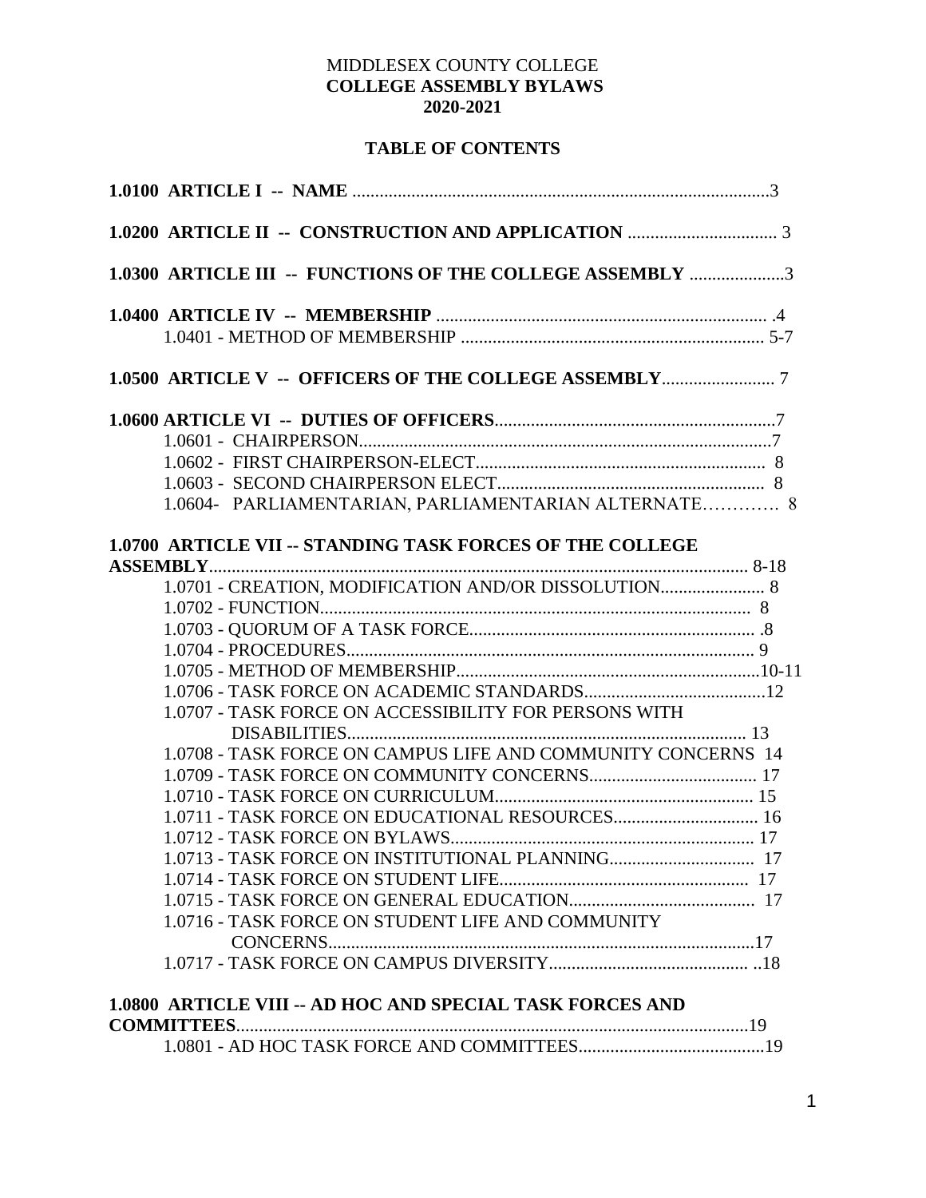MIDDLESEX COUNTY COLLEGE

**COLLEGE ASSEMBLY BYLAWS**

**2020-2021**

**TABLE OF CONTENTS**

**1.0100 ARTICLE I -- NAME** ............................................................................................3

**1.0200 ARTICLE II -- CONSTRUCTION AND APPLICATION** ................................. 3

**1.0300 ARTICLE III -- FUNCTIONS OF THE COLLEGE ASSEMBLY** .....................3

**1.0400 ARTICLE IV -- MEMBERSHIP** ......................................................................... .4

- 1.0401 - METHOD OF MEMBERSHIP ................................................................... 5-7

**1.0500 ARTICLE V -- OFFICERS OF THE COLLEGE ASSEMBLY**......................... 7

**1.0600 ARTICLE VI -- DUTIES OF OFFICERS**..............................................................7

- 1.0601 - CHAIRPERSON...........................................................................................7
- 1.0602 - FIRST CHAIRPERSON-ELECT................................................................ 8
- 1.0603 - SECOND CHAIRPERSON ELECT........................................................... 8
- 1.0604- PARLIAMENTARIAN, PARLIAMENTARIAN ALTERNATE…………. 8

**1.0700 ARTICLE VII -- STANDING TASK FORCES OF THE COLLEGE ASSEMBLY**....................................................................................................................... 8-18

- 1.0701 - CREATION, MODIFICATION AND/OR DISSOLUTION....................... 8
- 1.0702 - FUNCTION............................................................................................... 8
- 1.0703 - QUORUM OF A TASK FORCE............................................................... .8
- 1.0704 - PROCEDURES.......................................................................................... 9
- 1.0705 - METHOD OF MEMBERSHIP...................................................................10-11
- 1.0706 - TASK FORCE ON ACADEMIC STANDARDS........................................12
- 1.0707 - TASK FORCE ON ACCESSIBILITY FOR PERSONS WITH DISABILITIES......................................................................................... 13
- 1.0708 - TASK FORCE ON CAMPUS LIFE AND COMMUNITY CONCERNS 14
- 1.0709 - TASK FORCE ON COMMUNITY CONCERNS..................................... 17
- 1.0710 - TASK FORCE ON CURRICULUM......................................................... 15
- 1.0711 - TASK FORCE ON EDUCATIONAL RESOURCES................................ 16
- 1.0712 - TASK FORCE ON BYLAWS................................................................... 17
- 1.0713 - TASK FORCE ON INSTITUTIONAL PLANNING................................ 17
- 1.0714 - TASK FORCE ON STUDENT LIFE....................................................... 17
- 1.0715 - TASK FORCE ON GENERAL EDUCATION......................................... 17
- 1.0716 - TASK FORCE ON STUDENT LIFE AND COMMUNITY CONCERNS..............................................................................................17
- 1.0717 - TASK FORCE ON CAMPUS DIVERSITY............................................ ..18

**1.0800 ARTICLE VIII -- AD HOC AND SPECIAL TASK FORCES AND COMMITTEES**.................................................................................................................19

- 1.0801 - AD HOC TASK FORCE AND COMMITTEES.........................................19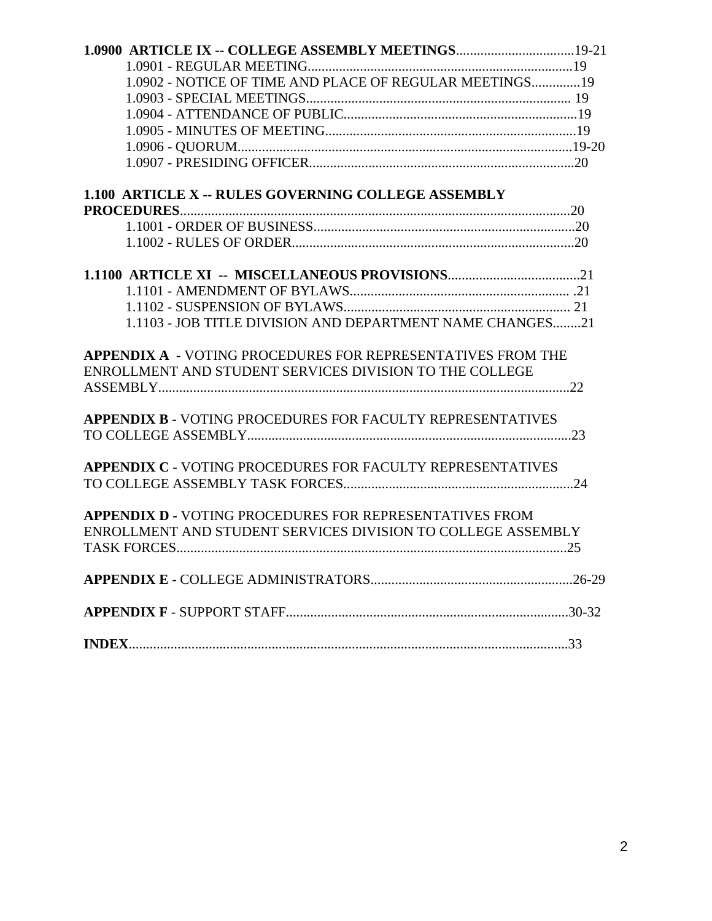**1.0900 ARTICLE IX -- COLLEGE ASSEMBLY MEETINGS**..................................19-21

1.0901 - REGULAR MEETING.............................................................................19

1.0902 - NOTICE OF TIME AND PLACE OF REGULAR MEETINGS..............19

1.0903 - SPECIAL MEETINGS............................................................................ 19

1.0904 - ATTENDANCE OF PUBLIC...................................................................19

1.0905 - MINUTES OF MEETING........................................................................19

1.0906 - QUORUM................................................................................................19-20

1.0907 - PRESIDING OFFICER............................................................................20

**1.100 ARTICLE X -- RULES GOVERNING COLLEGE ASSEMBLY PROCEDURES**................................................................................................................20

1.1001 - ORDER OF BUSINESS...........................................................................20

1.1002 - RULES OF ORDER.................................................................................20

**1.1100 ARTICLE XI -- MISCELLANEOUS PROVISIONS**......................................21

1.1101 - AMENDMENT OF BYLAWS............................................................... .21

1.1102 - SUSPENSION OF BYLAWS................................................................. 21

1.1103 - JOB TITLE DIVISION AND DEPARTMENT NAME CHANGES........21

**APPENDIX A** - VOTING PROCEDURES FOR REPRESENTATIVES FROM THE ENROLLMENT AND STUDENT SERVICES DIVISION TO THE COLLEGE ASSEMBLY......................................................................................................................22

**APPENDIX B -** VOTING PROCEDURES FOR FACULTY REPRESENTATIVES TO COLLEGE ASSEMBLY..............................................................................................23

**APPENDIX C -** VOTING PROCEDURES FOR FACULTY REPRESENTATIVES TO COLLEGE ASSEMBLY TASK FORCES..................................................................24

**APPENDIX D -** VOTING PROCEDURES FOR REPRESENTATIVES FROM ENROLLMENT AND STUDENT SERVICES DIVISION TO COLLEGE ASSEMBLY TASK FORCES................................................................................................................25

**APPENDIX E** - COLLEGE ADMINISTRATORS..........................................................26-29

**APPENDIX F** - SUPPORT STAFF.................................................................................30-32

**INDEX**..............................................................................................................................33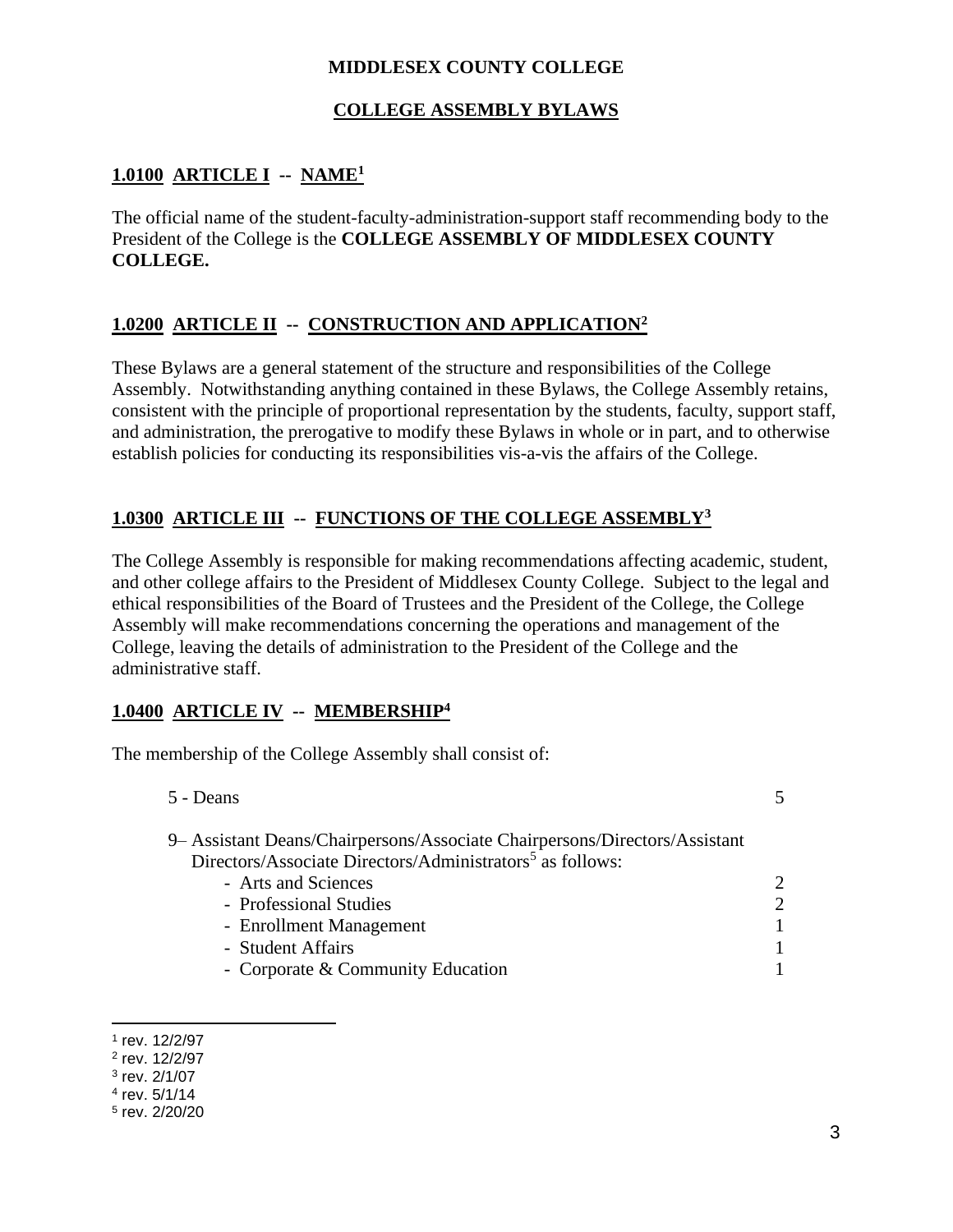**MIDDLESEX COUNTY COLLEGE**

**COLLEGE ASSEMBLY BYLAWS**

## 1.0100 ARTICLE I -- NAME[1]

The official name of the student-faculty-administration-support staff recommending body to the President of the College is the **COLLEGE ASSEMBLY OF MIDDLESEX COUNTY COLLEGE.**

## 1.0200 ARTICLE II -- CONSTRUCTION AND APPLICATION[2]

These Bylaws are a general statement of the structure and responsibilities of the College Assembly. Notwithstanding anything contained in these Bylaws, the College Assembly retains, consistent with the principle of proportional representation by the students, faculty, support staff, and administration, the prerogative to modify these Bylaws in whole or in part, and to otherwise establish policies for conducting its responsibilities vis-a-vis the affairs of the College.

## 1.0300 ARTICLE III -- FUNCTIONS OF THE COLLEGE ASSEMBLY[3]

The College Assembly is responsible for making recommendations affecting academic, student, and other college affairs to the President of Middlesex County College. Subject to the legal and ethical responsibilities of the Board of Trustees and the President of the College, the College Assembly will make recommendations concerning the operations and management of the College, leaving the details of administration to the President of the College and the administrative staff.

## 1.0400 ARTICLE IV -- MEMBERSHIP[4]

The membership of the College Assembly shall consist of:

| | |
|---|---|
| 5 - Deans | 5 |
| 9– Assistant Deans/Chairpersons/Associate Chairpersons/Directors/Assistant Directors/Associate Directors/Administrators[5] as follows: | |
| - Arts and Sciences | 2 |
| - Professional Studies | 2 |
| - Enrollment Management | 1 |
| - Student Affairs | 1 |
| - Corporate & Community Education | 1 |

---

[1] rev. 12/2/97
[2] rev. 12/2/97
[3] rev. 2/1/07
[4] rev. 5/1/14
[5] rev. 2/20/20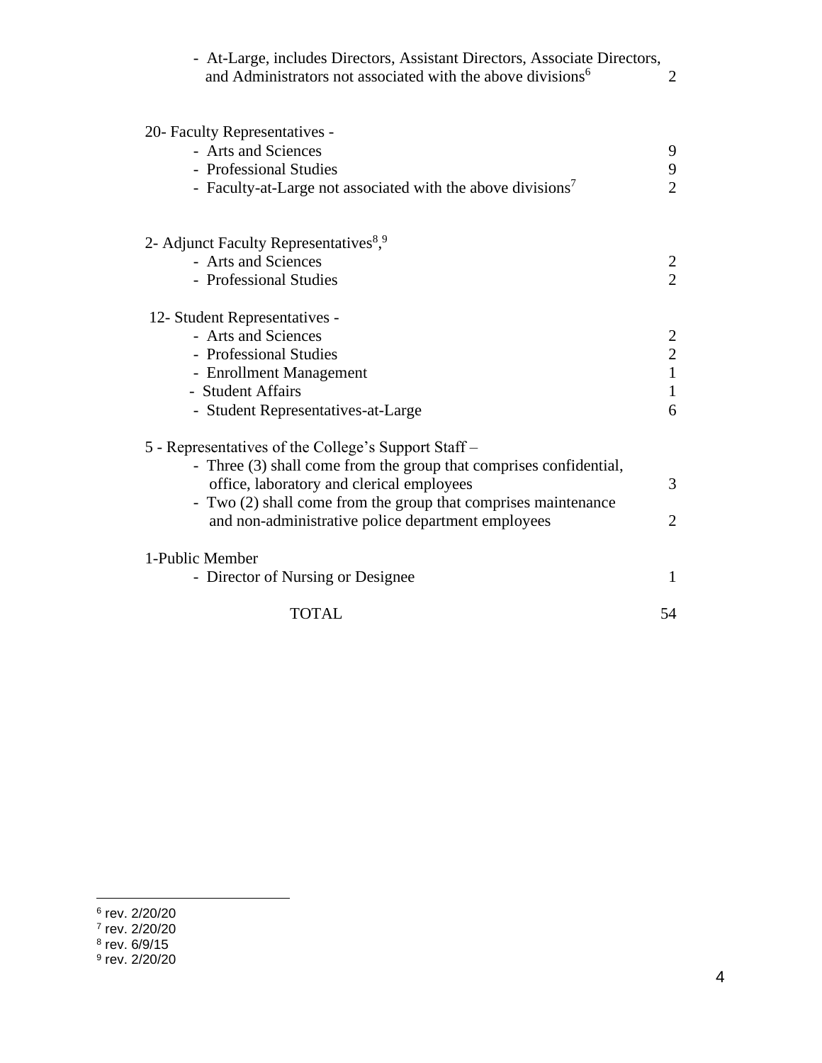| | |
|---|---|
| - At-Large, includes Directors, Assistant Directors, Associate Directors, and Administrators not associated with the above divisions[6] | 2 |
| | |
| 20- Faculty Representatives - | |
| - Arts and Sciences | 9 |
| - Professional Studies | 9 |
| - Faculty-at-Large not associated with the above divisions[7] | 2 |
| | |
| 2- Adjunct Faculty Representatives[8],[9] | |
| - Arts and Sciences | 2 |
| - Professional Studies | 2 |
| | |
| 12- Student Representatives - | |
| - Arts and Sciences | 2 |
| - Professional Studies | 2 |
| - Enrollment Management | 1 |
| - Student Affairs | 1 |
| - Student Representatives-at-Large | 6 |
| | |
| 5 - Representatives of the College's Support Staff – | |
| - Three (3) shall come from the group that comprises confidential, office, laboratory and clerical employees | 3 |
| - Two (2) shall come from the group that comprises maintenance and non-administrative police department employees | 2 |
| | |
| 1-Public Member | |
| - Director of Nursing or Designee | 1 |
| | |
| TOTAL | 54 |

[6] rev. 2/20/20
[7] rev. 2/20/20
[8] rev. 6/9/15
[9] rev. 2/20/20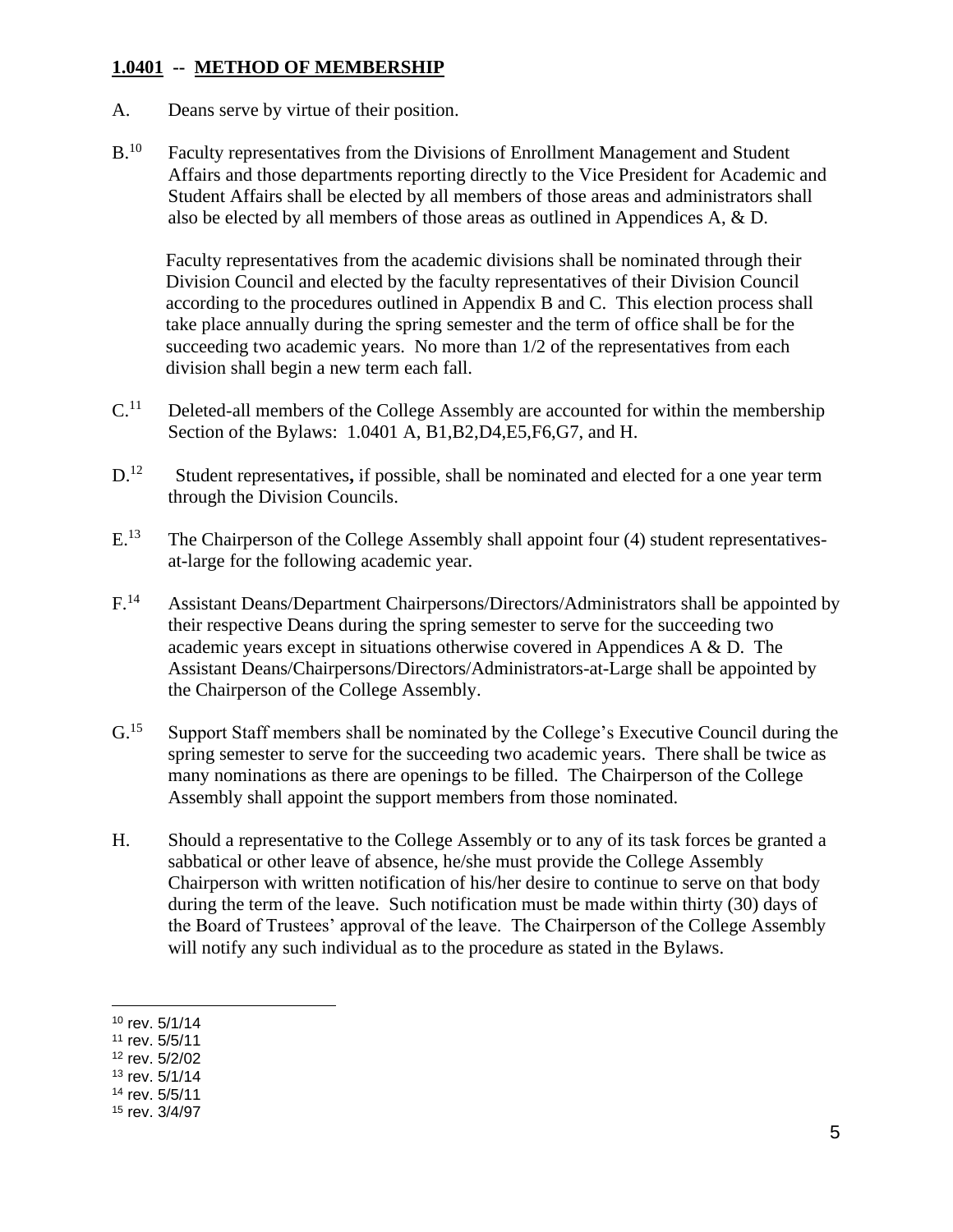**1.0401 -- METHOD OF MEMBERSHIP**

A. Deans serve by virtue of their position.

B.[10] Faculty representatives from the Divisions of Enrollment Management and Student Affairs and those departments reporting directly to the Vice President for Academic and Student Affairs shall be elected by all members of those areas and administrators shall also be elected by all members of those areas as outlined in Appendices A, & D.

Faculty representatives from the academic divisions shall be nominated through their Division Council and elected by the faculty representatives of their Division Council according to the procedures outlined in Appendix B and C. This election process shall take place annually during the spring semester and the term of office shall be for the succeeding two academic years. No more than 1/2 of the representatives from each division shall begin a new term each fall.

C.[11] Deleted-all members of the College Assembly are accounted for within the membership Section of the Bylaws: 1.0401 A, B1,B2,D4,E5,F6,G7, and H.

D.[12] Student representatives**,** if possible, shall be nominated and elected for a one year term through the Division Councils.

E.[13] The Chairperson of the College Assembly shall appoint four (4) student representatives-at-large for the following academic year.

F.[14] Assistant Deans/Department Chairpersons/Directors/Administrators shall be appointed by their respective Deans during the spring semester to serve for the succeeding two academic years except in situations otherwise covered in Appendices A & D. The Assistant Deans/Chairpersons/Directors/Administrators-at-Large shall be appointed by the Chairperson of the College Assembly.

G.[15] Support Staff members shall be nominated by the College's Executive Council during the spring semester to serve for the succeeding two academic years. There shall be twice as many nominations as there are openings to be filled. The Chairperson of the College Assembly shall appoint the support members from those nominated.

H. Should a representative to the College Assembly or to any of its task forces be granted a sabbatical or other leave of absence, he/she must provide the College Assembly Chairperson with written notification of his/her desire to continue to serve on that body during the term of the leave. Such notification must be made within thirty (30) days of the Board of Trustees' approval of the leave. The Chairperson of the College Assembly will notify any such individual as to the procedure as stated in the Bylaws.

---

[10] rev. 5/1/14
[11] rev. 5/5/11
[12] rev. 5/2/02
[13] rev. 5/1/14
[14] rev. 5/5/11
[15] rev. 3/4/97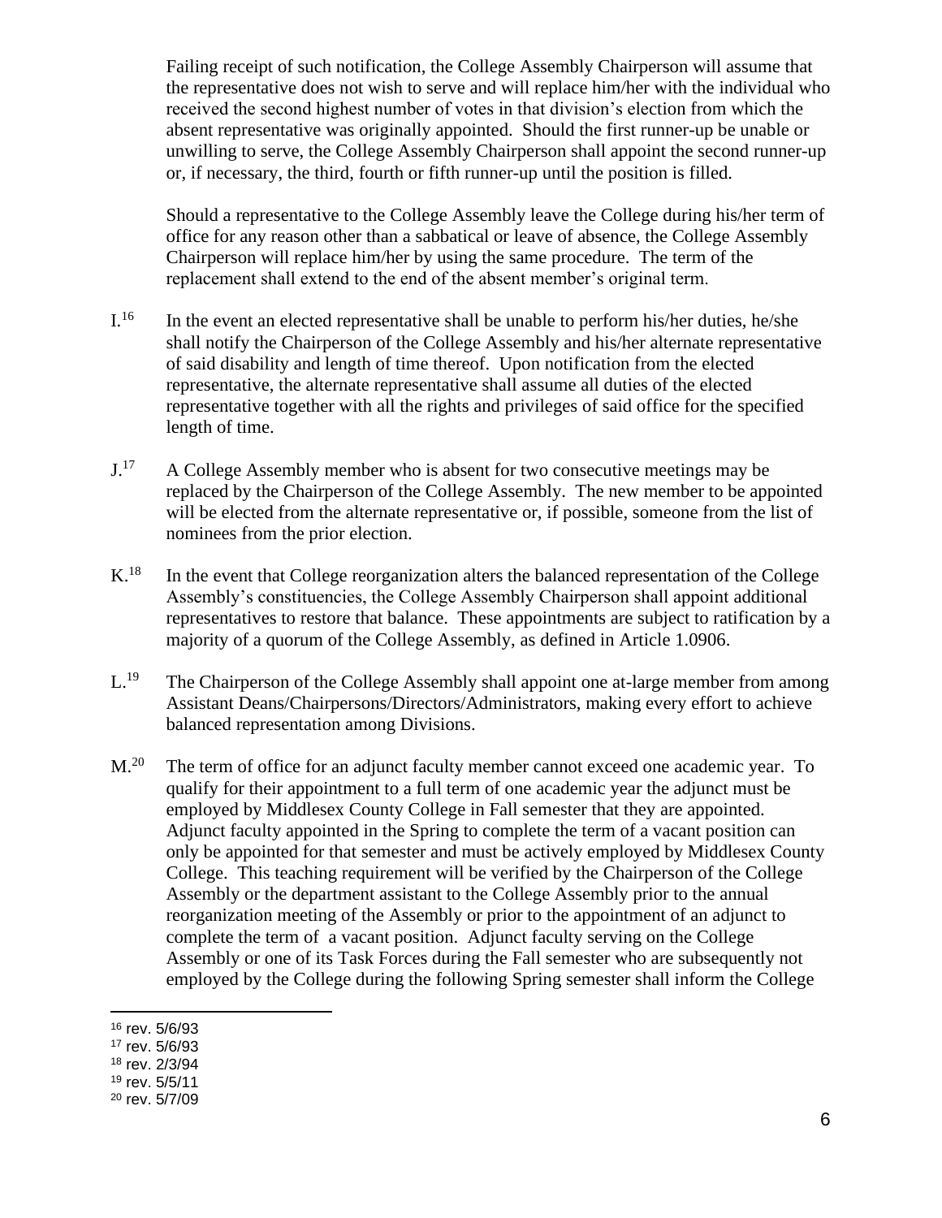Failing receipt of such notification, the College Assembly Chairperson will assume that the representative does not wish to serve and will replace him/her with the individual who received the second highest number of votes in that division's election from which the absent representative was originally appointed. Should the first runner-up be unable or unwilling to serve, the College Assembly Chairperson shall appoint the second runner-up or, if necessary, the third, fourth or fifth runner-up until the position is filled.

Should a representative to the College Assembly leave the College during his/her term of office for any reason other than a sabbatical or leave of absence, the College Assembly Chairperson will replace him/her by using the same procedure. The term of the replacement shall extend to the end of the absent member's original term.

I.[16] In the event an elected representative shall be unable to perform his/her duties, he/she shall notify the Chairperson of the College Assembly and his/her alternate representative of said disability and length of time thereof. Upon notification from the elected representative, the alternate representative shall assume all duties of the elected representative together with all the rights and privileges of said office for the specified length of time.

J.[17] A College Assembly member who is absent for two consecutive meetings may be replaced by the Chairperson of the College Assembly. The new member to be appointed will be elected from the alternate representative or, if possible, someone from the list of nominees from the prior election.

K.[18] In the event that College reorganization alters the balanced representation of the College Assembly's constituencies, the College Assembly Chairperson shall appoint additional representatives to restore that balance. These appointments are subject to ratification by a majority of a quorum of the College Assembly, as defined in Article 1.0906.

L.[19] The Chairperson of the College Assembly shall appoint one at-large member from among Assistant Deans/Chairpersons/Directors/Administrators, making every effort to achieve balanced representation among Divisions.

M.[20] The term of office for an adjunct faculty member cannot exceed one academic year. To qualify for their appointment to a full term of one academic year the adjunct must be employed by Middlesex County College in Fall semester that they are appointed. Adjunct faculty appointed in the Spring to complete the term of a vacant position can only be appointed for that semester and must be actively employed by Middlesex County College. This teaching requirement will be verified by the Chairperson of the College Assembly or the department assistant to the College Assembly prior to the annual reorganization meeting of the Assembly or prior to the appointment of an adjunct to complete the term of a vacant position. Adjunct faculty serving on the College Assembly or one of its Task Forces during the Fall semester who are subsequently not employed by the College during the following Spring semester shall inform the College

[16] rev. 5/6/93
[17] rev. 5/6/93
[18] rev. 2/3/94
[19] rev. 5/5/11
[20] rev. 5/7/09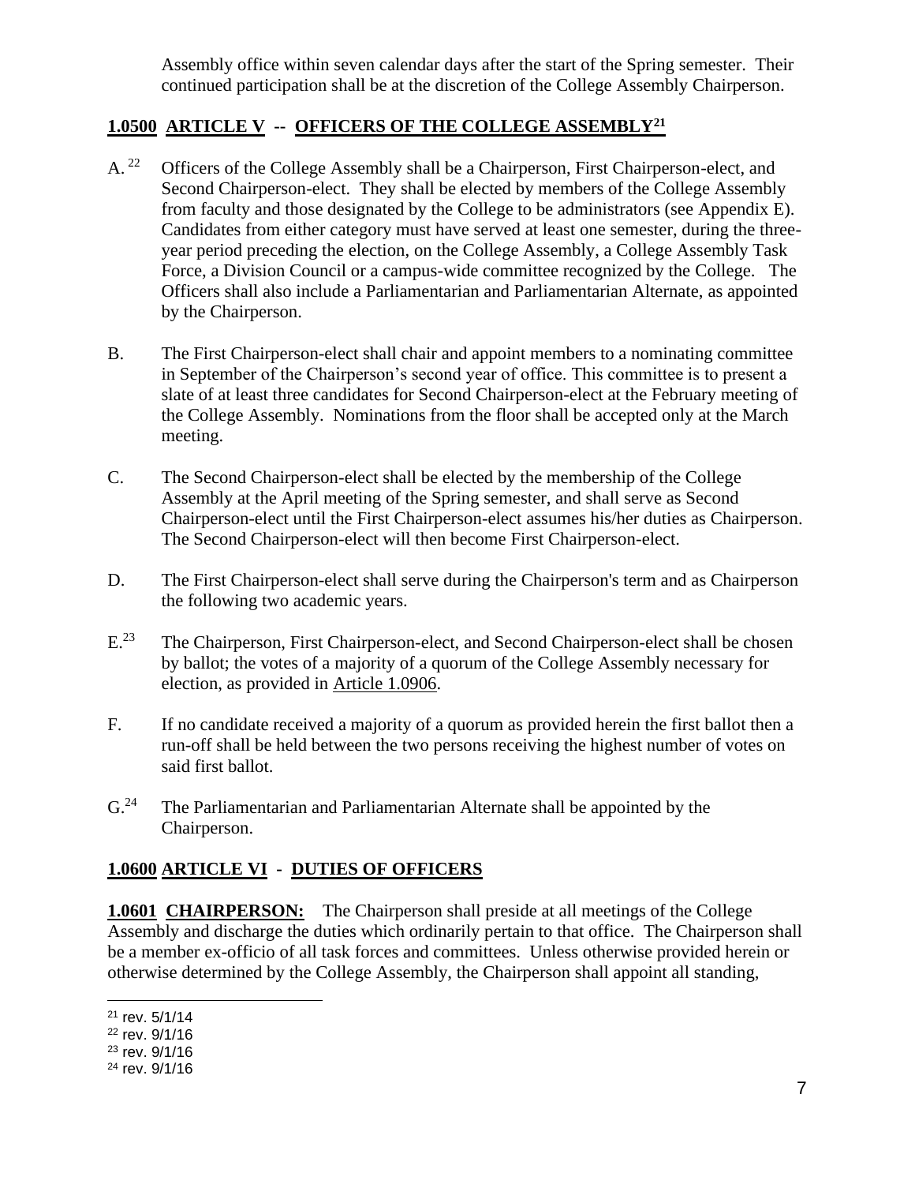Assembly office within seven calendar days after the start of the Spring semester. Their continued participation shall be at the discretion of the College Assembly Chairperson.

## **1.0500 ARTICLE V -- OFFICERS OF THE COLLEGE ASSEMBLY**[21]

A.[22] Officers of the College Assembly shall be a Chairperson, First Chairperson-elect, and Second Chairperson-elect. They shall be elected by members of the College Assembly from faculty and those designated by the College to be administrators (see Appendix E). Candidates from either category must have served at least one semester, during the three-year period preceding the election, on the College Assembly, a College Assembly Task Force, a Division Council or a campus-wide committee recognized by the College. The Officers shall also include a Parliamentarian and Parliamentarian Alternate, as appointed by the Chairperson.

B. The First Chairperson-elect shall chair and appoint members to a nominating committee in September of the Chairperson's second year of office. This committee is to present a slate of at least three candidates for Second Chairperson-elect at the February meeting of the College Assembly. Nominations from the floor shall be accepted only at the March meeting.

C. The Second Chairperson-elect shall be elected by the membership of the College Assembly at the April meeting of the Spring semester, and shall serve as Second Chairperson-elect until the First Chairperson-elect assumes his/her duties as Chairperson. The Second Chairperson-elect will then become First Chairperson-elect.

D. The First Chairperson-elect shall serve during the Chairperson's term and as Chairperson the following two academic years.

E.[23] The Chairperson, First Chairperson-elect, and Second Chairperson-elect shall be chosen by ballot; the votes of a majority of a quorum of the College Assembly necessary for election, as provided in Article 1.0906.

F. If no candidate received a majority of a quorum as provided herein the first ballot then a run-off shall be held between the two persons receiving the highest number of votes on said first ballot.

G.[24] The Parliamentarian and Parliamentarian Alternate shall be appointed by the Chairperson.

## **1.0600 ARTICLE VI - DUTIES OF OFFICERS**

**1.0601 CHAIRPERSON:** The Chairperson shall preside at all meetings of the College Assembly and discharge the duties which ordinarily pertain to that office. The Chairperson shall be a member ex-officio of all task forces and committees. Unless otherwise provided herein or otherwise determined by the College Assembly, the Chairperson shall appoint all standing,

---

[21] rev. 5/1/14
[22] rev. 9/1/16
[23] rev. 9/1/16
[24] rev. 9/1/16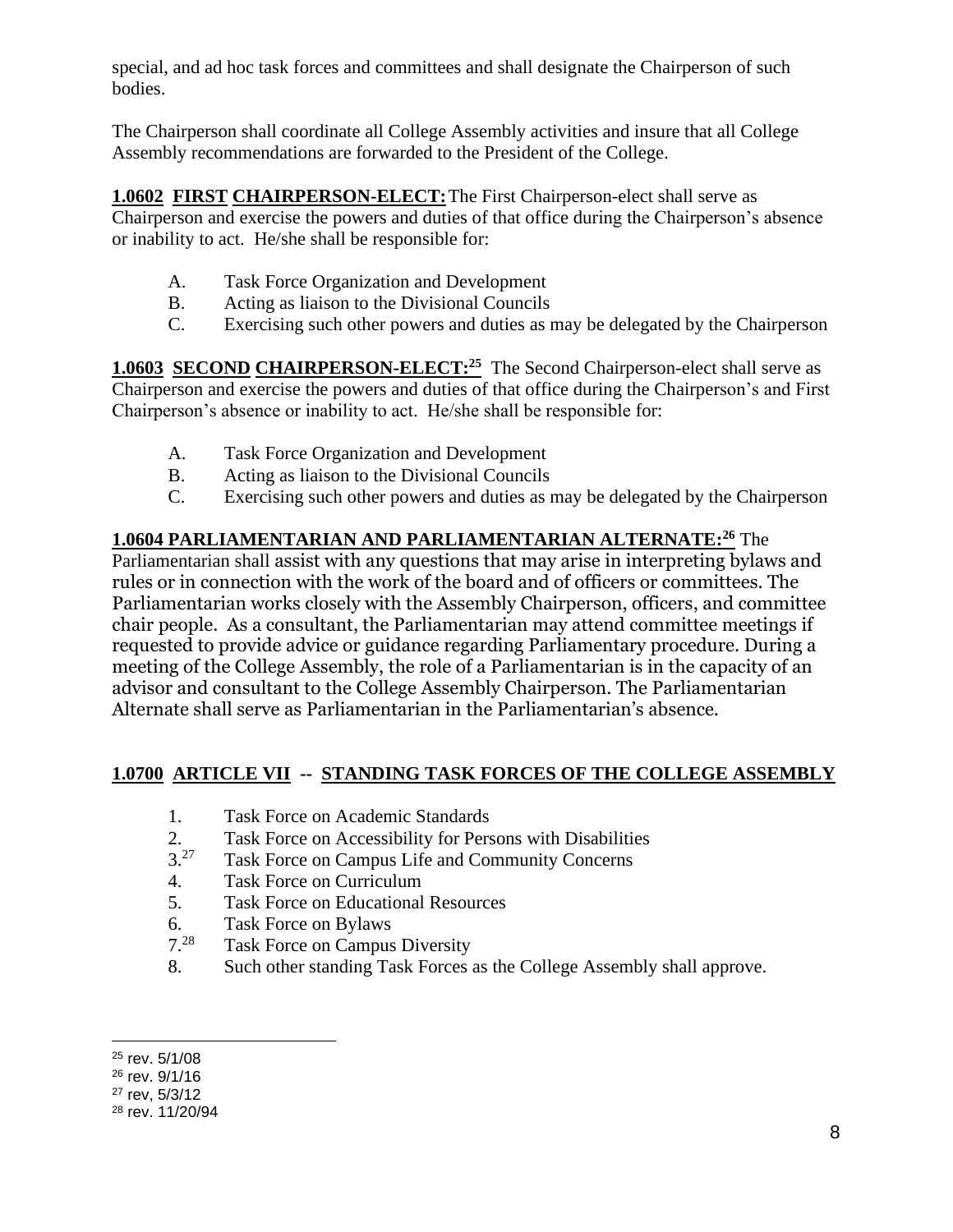special, and ad hoc task forces and committees and shall designate the Chairperson of such bodies.

The Chairperson shall coordinate all College Assembly activities and insure that all College Assembly recommendations are forwarded to the President of the College.

**1.0602 FIRST CHAIRPERSON-ELECT:** The First Chairperson-elect shall serve as Chairperson and exercise the powers and duties of that office during the Chairperson's absence or inability to act. He/she shall be responsible for:

- A. Task Force Organization and Development
- B. Acting as liaison to the Divisional Councils
- C. Exercising such other powers and duties as may be delegated by the Chairperson

**1.0603 SECOND CHAIRPERSON-ELECT:[25]** The Second Chairperson-elect shall serve as Chairperson and exercise the powers and duties of that office during the Chairperson's and First Chairperson's absence or inability to act. He/she shall be responsible for:

- A. Task Force Organization and Development
- B. Acting as liaison to the Divisional Councils
- C. Exercising such other powers and duties as may be delegated by the Chairperson

**1.0604 PARLIAMENTARIAN AND PARLIAMENTARIAN ALTERNATE:[26]** The Parliamentarian shall assist with any questions that may arise in interpreting bylaws and rules or in connection with the work of the board and of officers or committees. The Parliamentarian works closely with the Assembly Chairperson, officers, and committee chair people. As a consultant, the Parliamentarian may attend committee meetings if requested to provide advice or guidance regarding Parliamentary procedure. During a meeting of the College Assembly, the role of a Parliamentarian is in the capacity of an advisor and consultant to the College Assembly Chairperson. The Parliamentarian Alternate shall serve as Parliamentarian in the Parliamentarian's absence.

## 1.0700 ARTICLE VII -- STANDING TASK FORCES OF THE COLLEGE ASSEMBLY

1. Task Force on Academic Standards
2. Task Force on Accessibility for Persons with Disabilities
3. [27] Task Force on Campus Life and Community Concerns
4. Task Force on Curriculum
5. Task Force on Educational Resources
6. Task Force on Bylaws
7. [28] Task Force on Campus Diversity
8. Such other standing Task Forces as the College Assembly shall approve.

---

[25] rev. 5/1/08

[26] rev. 9/1/16

[27] rev, 5/3/12

[28] rev. 11/20/94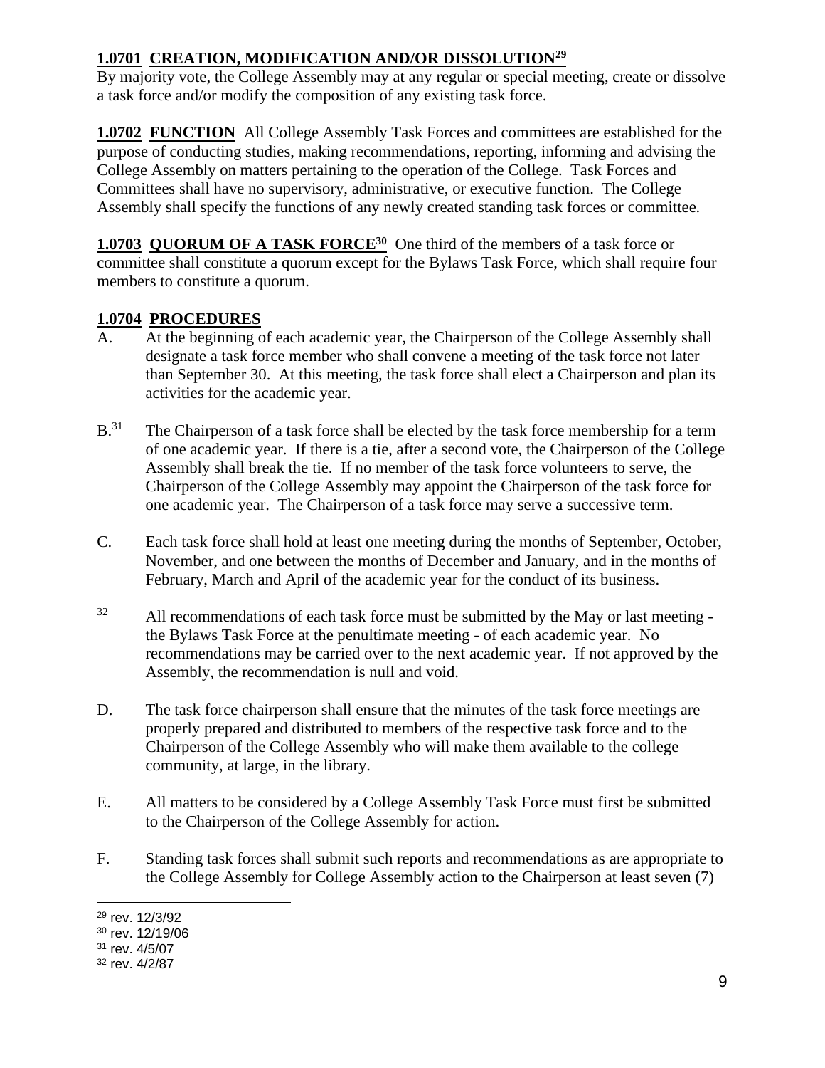**1.0701 CREATION, MODIFICATION AND/OR DISSOLUTION**[29]
By majority vote, the College Assembly may at any regular or special meeting, create or dissolve a task force and/or modify the composition of any existing task force.

**1.0702 FUNCTION** All College Assembly Task Forces and committees are established for the purpose of conducting studies, making recommendations, reporting, informing and advising the College Assembly on matters pertaining to the operation of the College. Task Forces and Committees shall have no supervisory, administrative, or executive function. The College Assembly shall specify the functions of any newly created standing task forces or committee.

**1.0703 QUORUM OF A TASK FORCE**[30] One third of the members of a task force or committee shall constitute a quorum except for the Bylaws Task Force, which shall require four members to constitute a quorum.

**1.0704 PROCEDURES**

A. At the beginning of each academic year, the Chairperson of the College Assembly shall designate a task force member who shall convene a meeting of the task force not later than September 30. At this meeting, the task force shall elect a Chairperson and plan its activities for the academic year.

B.[31] The Chairperson of a task force shall be elected by the task force membership for a term of one academic year. If there is a tie, after a second vote, the Chairperson of the College Assembly shall break the tie. If no member of the task force volunteers to serve, the Chairperson of the College Assembly may appoint the Chairperson of the task force for one academic year. The Chairperson of a task force may serve a successive term.

C. Each task force shall hold at least one meeting during the months of September, October, November, and one between the months of December and January, and in the months of February, March and April of the academic year for the conduct of its business.

[32] All recommendations of each task force must be submitted by the May or last meeting - the Bylaws Task Force at the penultimate meeting - of each academic year. No recommendations may be carried over to the next academic year. If not approved by the Assembly, the recommendation is null and void.

D. The task force chairperson shall ensure that the minutes of the task force meetings are properly prepared and distributed to members of the respective task force and to the Chairperson of the College Assembly who will make them available to the college community, at large, in the library.

E. All matters to be considered by a College Assembly Task Force must first be submitted to the Chairperson of the College Assembly for action.

F. Standing task forces shall submit such reports and recommendations as are appropriate to the College Assembly for College Assembly action to the Chairperson at least seven (7)

---

[29] rev. 12/3/92
[30] rev. 12/19/06
[31] rev. 4/5/07
[32] rev. 4/2/87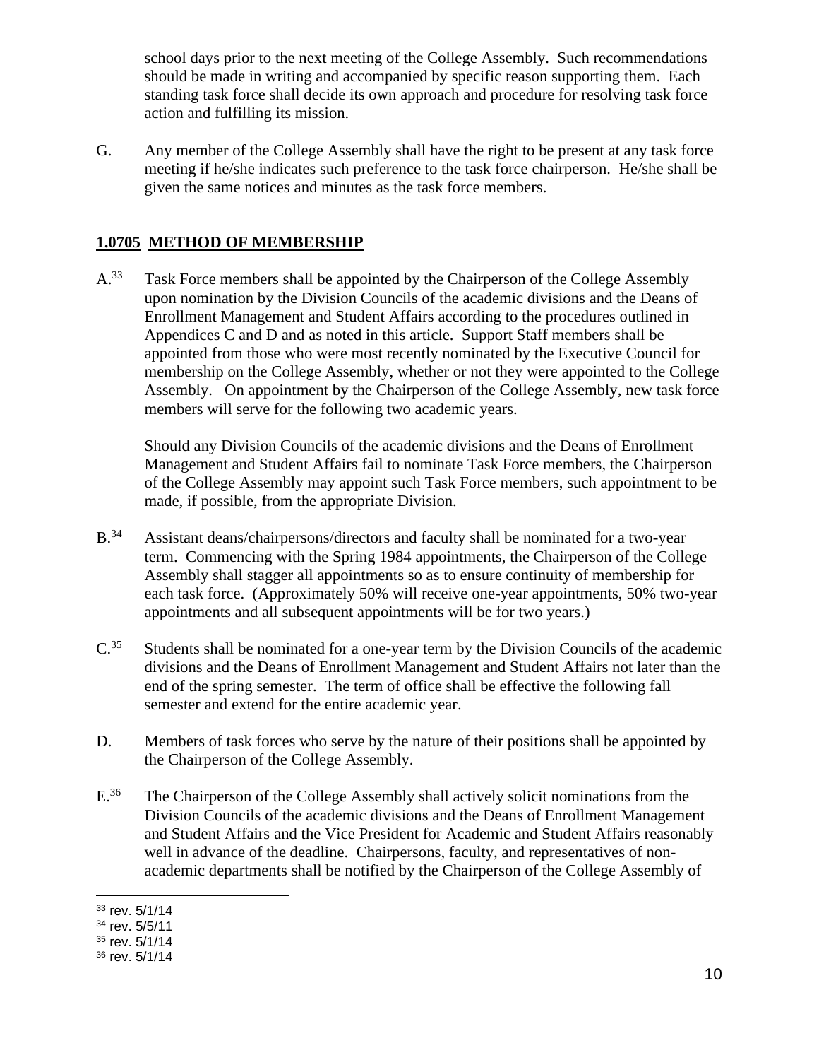school days prior to the next meeting of the College Assembly. Such recommendations should be made in writing and accompanied by specific reason supporting them. Each standing task force shall decide its own approach and procedure for resolving task force action and fulfilling its mission.

G. Any member of the College Assembly shall have the right to be present at any task force meeting if he/she indicates such preference to the task force chairperson. He/she shall be given the same notices and minutes as the task force members.

## **1.0705 METHOD OF MEMBERSHIP**

A.[33] Task Force members shall be appointed by the Chairperson of the College Assembly upon nomination by the Division Councils of the academic divisions and the Deans of Enrollment Management and Student Affairs according to the procedures outlined in Appendices C and D and as noted in this article. Support Staff members shall be appointed from those who were most recently nominated by the Executive Council for membership on the College Assembly, whether or not they were appointed to the College Assembly. On appointment by the Chairperson of the College Assembly, new task force members will serve for the following two academic years.

Should any Division Councils of the academic divisions and the Deans of Enrollment Management and Student Affairs fail to nominate Task Force members, the Chairperson of the College Assembly may appoint such Task Force members, such appointment to be made, if possible, from the appropriate Division.

B.[34] Assistant deans/chairpersons/directors and faculty shall be nominated for a two-year term. Commencing with the Spring 1984 appointments, the Chairperson of the College Assembly shall stagger all appointments so as to ensure continuity of membership for each task force. (Approximately 50% will receive one-year appointments, 50% two-year appointments and all subsequent appointments will be for two years.)

C.[35] Students shall be nominated for a one-year term by the Division Councils of the academic divisions and the Deans of Enrollment Management and Student Affairs not later than the end of the spring semester. The term of office shall be effective the following fall semester and extend for the entire academic year.

D. Members of task forces who serve by the nature of their positions shall be appointed by the Chairperson of the College Assembly.

E.[36] The Chairperson of the College Assembly shall actively solicit nominations from the Division Councils of the academic divisions and the Deans of Enrollment Management and Student Affairs and the Vice President for Academic and Student Affairs reasonably well in advance of the deadline. Chairpersons, faculty, and representatives of non-academic departments shall be notified by the Chairperson of the College Assembly of

[33] rev. 5/1/14
[34] rev. 5/5/11
[35] rev. 5/1/14
[36] rev. 5/1/14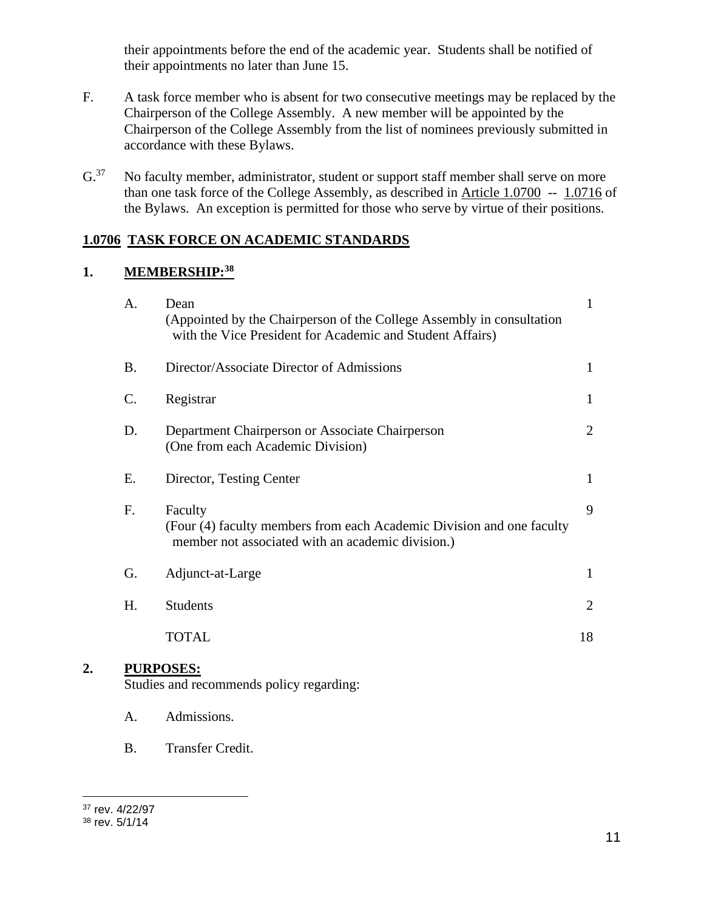their appointments before the end of the academic year. Students shall be notified of their appointments no later than June 15.

F. A task force member who is absent for two consecutive meetings may be replaced by the Chairperson of the College Assembly. A new member will be appointed by the Chairperson of the College Assembly from the list of nominees previously submitted in accordance with these Bylaws.

G.[37] No faculty member, administrator, student or support staff member shall serve on more than one task force of the College Assembly, as described in Article 1.0700 -- 1.0716 of the Bylaws. An exception is permitted for those who serve by virtue of their positions.

## 1.0706 TASK FORCE ON ACADEMIC STANDARDS

### 1. MEMBERSHIP:[38]

| | | |
|---|---|---|
| A. | Dean (Appointed by the Chairperson of the College Assembly in consultation with the Vice President for Academic and Student Affairs) | 1 |
| B. | Director/Associate Director of Admissions | 1 |
| C. | Registrar | 1 |
| D. | Department Chairperson or Associate Chairperson (One from each Academic Division) | 2 |
| E. | Director, Testing Center | 1 |
| F. | Faculty (Four (4) faculty members from each Academic Division and one faculty member not associated with an academic division.) | 9 |
| G. | Adjunct-at-Large | 1 |
| H. | Students | 2 |
| | TOTAL | 18 |

### 2. PURPOSES:

Studies and recommends policy regarding:

A. Admissions.

B. Transfer Credit.

---

[37] rev. 4/22/97

[38] rev. 5/1/14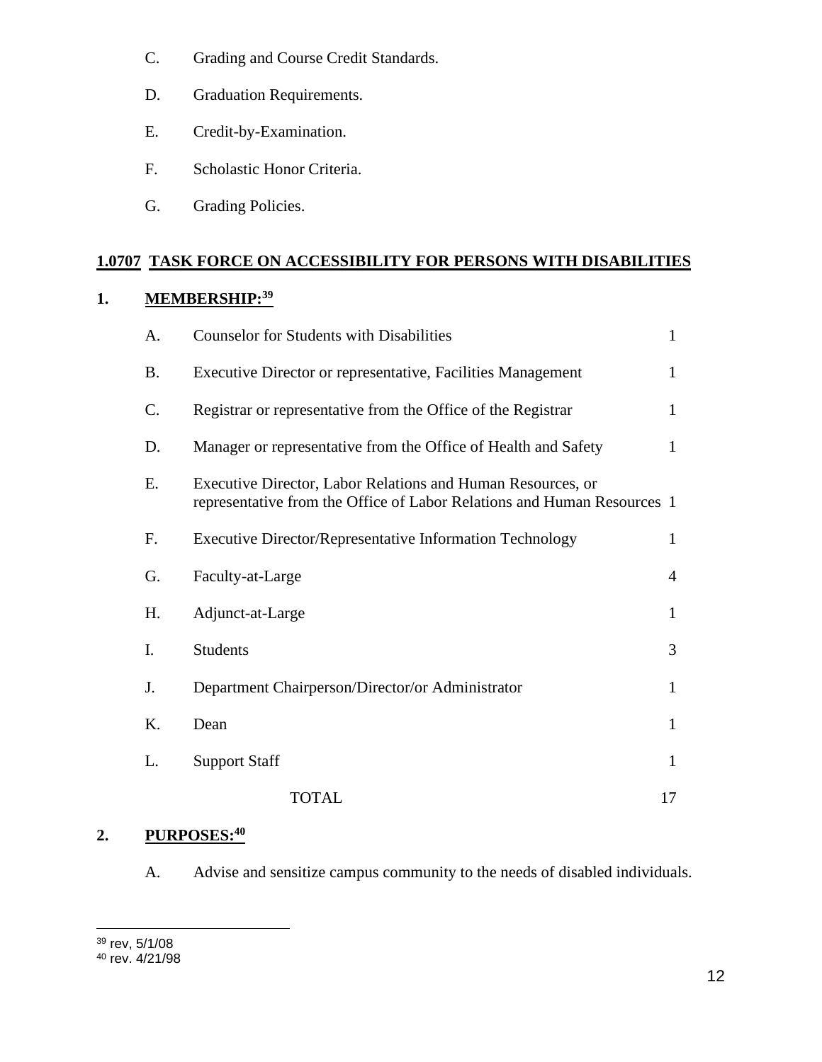C. Grading and Course Credit Standards.

D. Graduation Requirements.

E. Credit-by-Examination.

F. Scholastic Honor Criteria.

G. Grading Policies.

## 1.0707 TASK FORCE ON ACCESSIBILITY FOR PERSONS WITH DISABILITIES

### 1. MEMBERSHIP:[39]

| | | |
|---|---|---|
| A. | Counselor for Students with Disabilities | 1 |
| B. | Executive Director or representative, Facilities Management | 1 |
| C. | Registrar or representative from the Office of the Registrar | 1 |
| D. | Manager or representative from the Office of Health and Safety | 1 |
| E. | Executive Director, Labor Relations and Human Resources, or representative from the Office of Labor Relations and Human Resources | 1 |
| F. | Executive Director/Representative Information Technology | 1 |
| G. | Faculty-at-Large | 4 |
| H. | Adjunct-at-Large | 1 |
| I. | Students | 3 |
| J. | Department Chairperson/Director/or Administrator | 1 |
| K. | Dean | 1 |
| L. | Support Staff | 1 |
| | TOTAL | 17 |

### 2. PURPOSES:[40]

A. Advise and sensitize campus community to the needs of disabled individuals.

---

[39] rev, 5/1/08

[40] rev. 4/21/98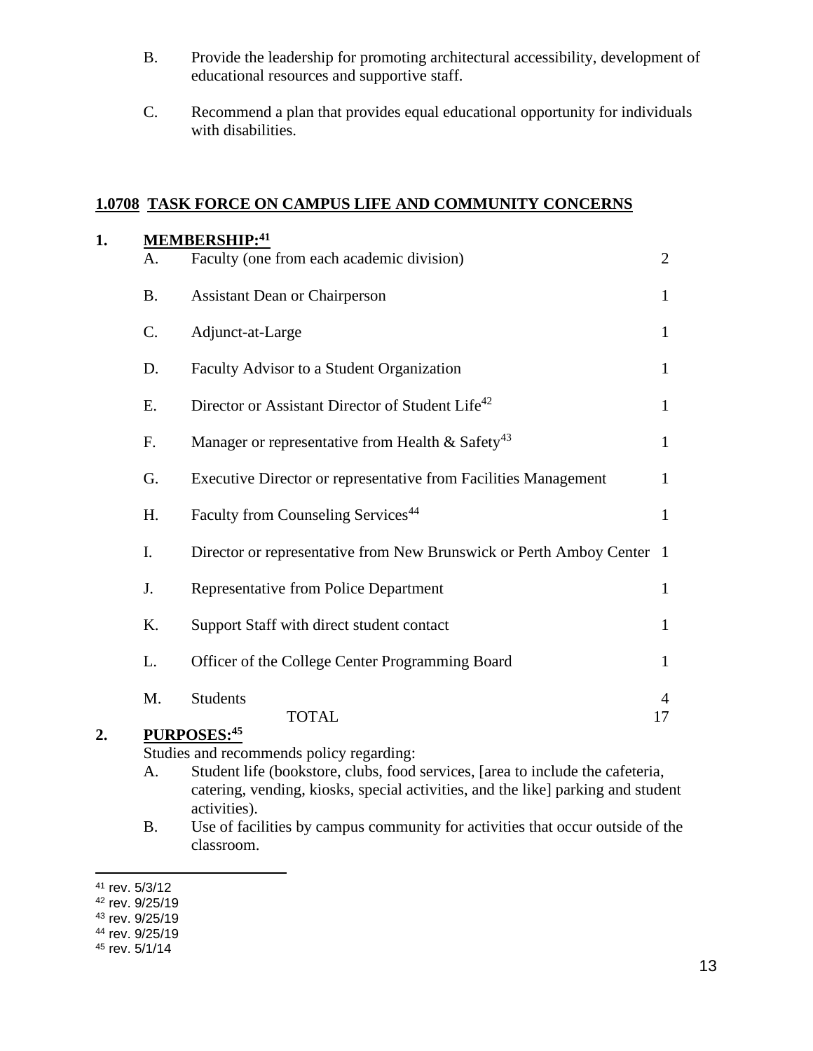B. Provide the leadership for promoting architectural accessibility, development of educational resources and supportive staff.

C. Recommend a plan that provides equal educational opportunity for individuals with disabilities.

## 1.0708 TASK FORCE ON CAMPUS LIFE AND COMMUNITY CONCERNS

**1. MEMBERSHIP:**[41]

| | | |
|---|---|---|
| A. | Faculty (one from each academic division) | 2 |
| B. | Assistant Dean or Chairperson | 1 |
| C. | Adjunct-at-Large | 1 |
| D. | Faculty Advisor to a Student Organization | 1 |
| E. | Director or Assistant Director of Student Life[42] | 1 |
| F. | Manager or representative from Health & Safety[43] | 1 |
| G. | Executive Director or representative from Facilities Management | 1 |
| H. | Faculty from Counseling Services[44] | 1 |
| I. | Director or representative from New Brunswick or Perth Amboy Center | 1 |
| J. | Representative from Police Department | 1 |
| K. | Support Staff with direct student contact | 1 |
| L. | Officer of the College Center Programming Board | 1 |
| M. | Students | 4 |
| | TOTAL | 17 |

**2. PURPOSES:**[45]

Studies and recommends policy regarding:

A. Student life (bookstore, clubs, food services, [area to include the cafeteria, catering, vending, kiosks, special activities, and the like] parking and student activities).

B. Use of facilities by campus community for activities that occur outside of the classroom.

---

[41] rev. 5/3/12
[42] rev. 9/25/19
[43] rev. 9/25/19
[44] rev. 9/25/19
[45] rev. 5/1/14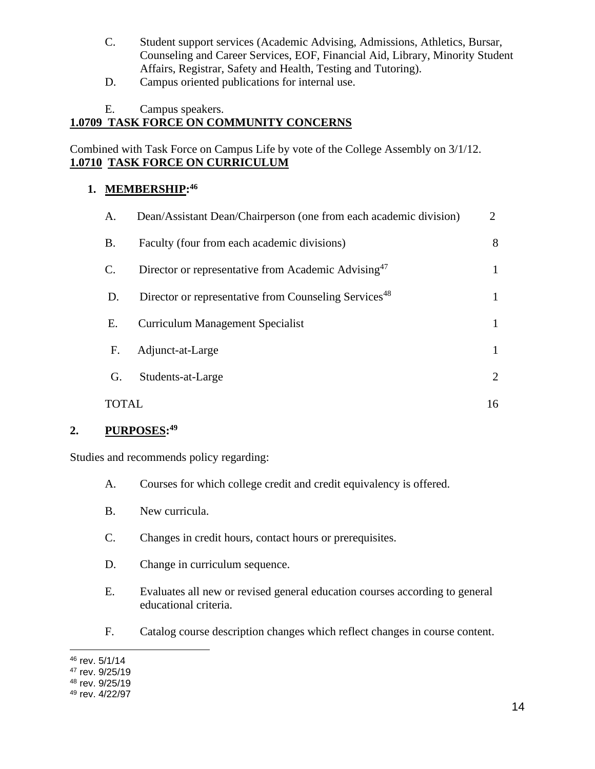C. Student support services (Academic Advising, Admissions, Athletics, Bursar, Counseling and Career Services, EOF, Financial Aid, Library, Minority Student Affairs, Registrar, Safety and Health, Testing and Tutoring).

D. Campus oriented publications for internal use.

E. Campus speakers.

**1.0709 TASK FORCE ON COMMUNITY CONCERNS**

Combined with Task Force on Campus Life by vote of the College Assembly on 3/1/12.

**1.0710 TASK FORCE ON CURRICULUM**

**1. MEMBERSHIP:**[46]

| | | |
|---|---|---|
| A. | Dean/Assistant Dean/Chairperson (one from each academic division) | 2 |
| B. | Faculty (four from each academic divisions) | 8 |
| C. | Director or representative from Academic Advising[47] | 1 |
| D. | Director or representative from Counseling Services[48] | 1 |
| E. | Curriculum Management Specialist | 1 |
| F. | Adjunct-at-Large | 1 |
| G. | Students-at-Large | 2 |
| TOTAL | | 16 |

**2. PURPOSES:**[49]

Studies and recommends policy regarding:

A. Courses for which college credit and credit equivalency is offered.

B. New curricula.

C. Changes in credit hours, contact hours or prerequisites.

D. Change in curriculum sequence.

E. Evaluates all new or revised general education courses according to general educational criteria.

F. Catalog course description changes which reflect changes in course content.

---

[46] rev. 5/1/14
[47] rev. 9/25/19
[48] rev. 9/25/19
[49] rev. 4/22/97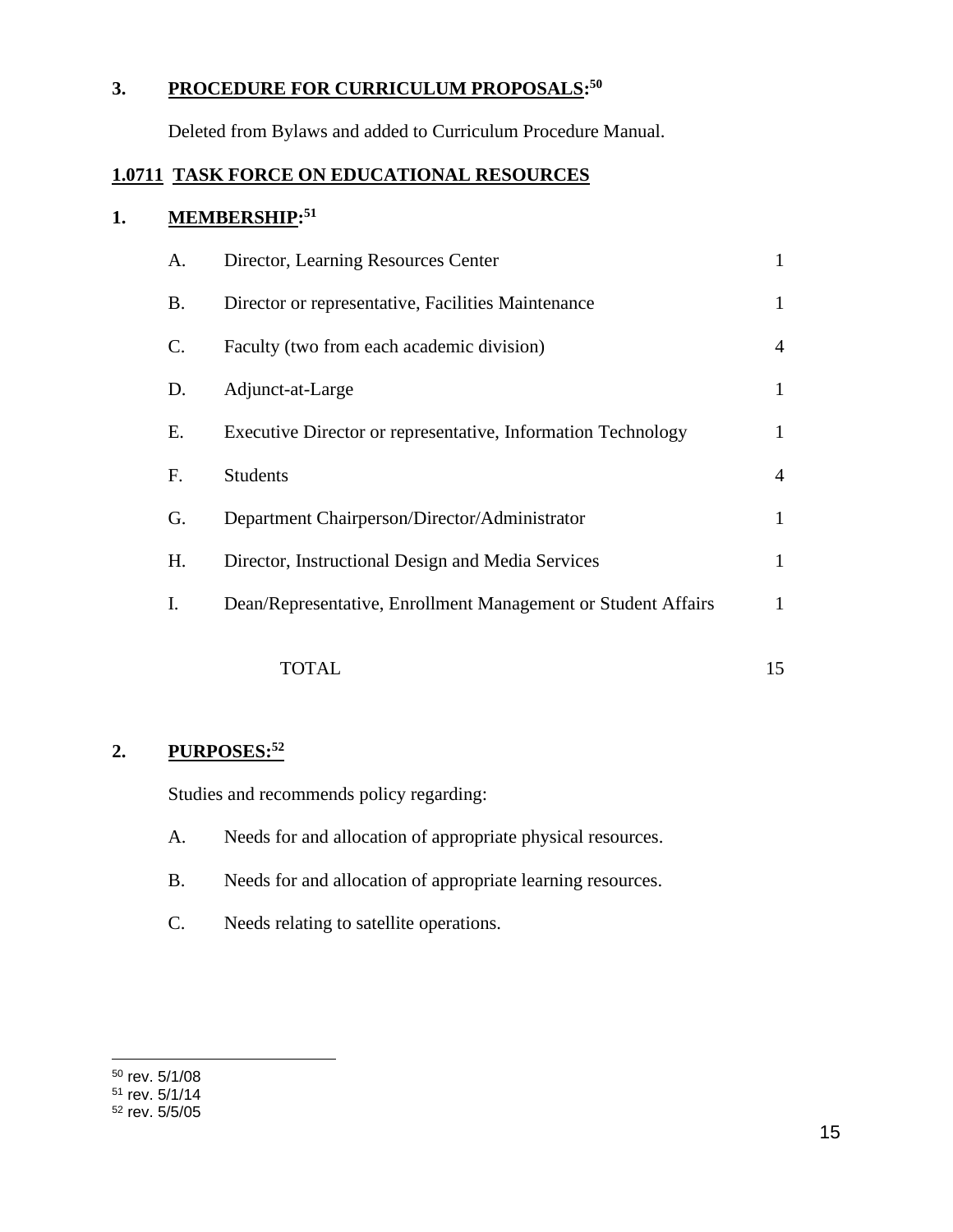### 3. **PROCEDURE FOR CURRICULUM PROPOSALS:**[50]

Deleted from Bylaws and added to Curriculum Procedure Manual.

## **1.0711 TASK FORCE ON EDUCATIONAL RESOURCES**

### 1. **MEMBERSHIP:**[51]

| | | |
|---|---|---|
| A. | Director, Learning Resources Center | 1 |
| B. | Director or representative, Facilities Maintenance | 1 |
| C. | Faculty (two from each academic division) | 4 |
| D. | Adjunct-at-Large | 1 |
| E. | Executive Director or representative, Information Technology | 1 |
| F. | Students | 4 |
| G. | Department Chairperson/Director/Administrator | 1 |
| H. | Director, Instructional Design and Media Services | 1 |
| I. | Dean/Representative, Enrollment Management or Student Affairs | 1 |
| | TOTAL | 15 |

### 2. **PURPOSES:**[52]

Studies and recommends policy regarding:

A. Needs for and allocation of appropriate physical resources.

B. Needs for and allocation of appropriate learning resources.

C. Needs relating to satellite operations.

---

[50] rev. 5/1/08
[51] rev. 5/1/14
[52] rev. 5/5/05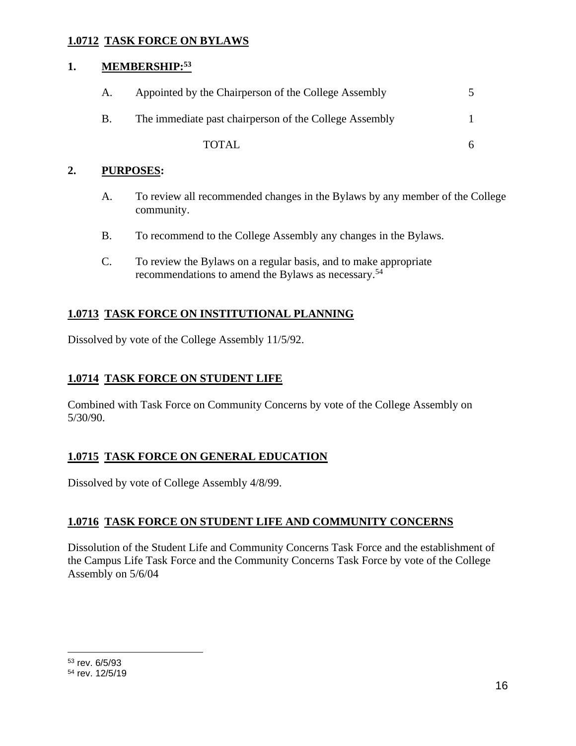## 1.0712 TASK FORCE ON BYLAWS

### 1. MEMBERSHIP:[53]

| | | |
|---|---|---|
| A. | Appointed by the Chairperson of the College Assembly | 5 |
| B. | The immediate past chairperson of the College Assembly | 1 |
| | TOTAL | 6 |

### 2. PURPOSES:

A. To review all recommended changes in the Bylaws by any member of the College community.

B. To recommend to the College Assembly any changes in the Bylaws.

C. To review the Bylaws on a regular basis, and to make appropriate recommendations to amend the Bylaws as necessary.[54]

## 1.0713 TASK FORCE ON INSTITUTIONAL PLANNING

Dissolved by vote of the College Assembly 11/5/92.

## 1.0714 TASK FORCE ON STUDENT LIFE

Combined with Task Force on Community Concerns by vote of the College Assembly on 5/30/90.

## 1.0715 TASK FORCE ON GENERAL EDUCATION

Dissolved by vote of College Assembly 4/8/99.

## 1.0716 TASK FORCE ON STUDENT LIFE AND COMMUNITY CONCERNS

Dissolution of the Student Life and Community Concerns Task Force and the establishment of the Campus Life Task Force and the Community Concerns Task Force by vote of the College Assembly on 5/6/04

---

[53] rev. 6/5/93

[54] rev. 12/5/19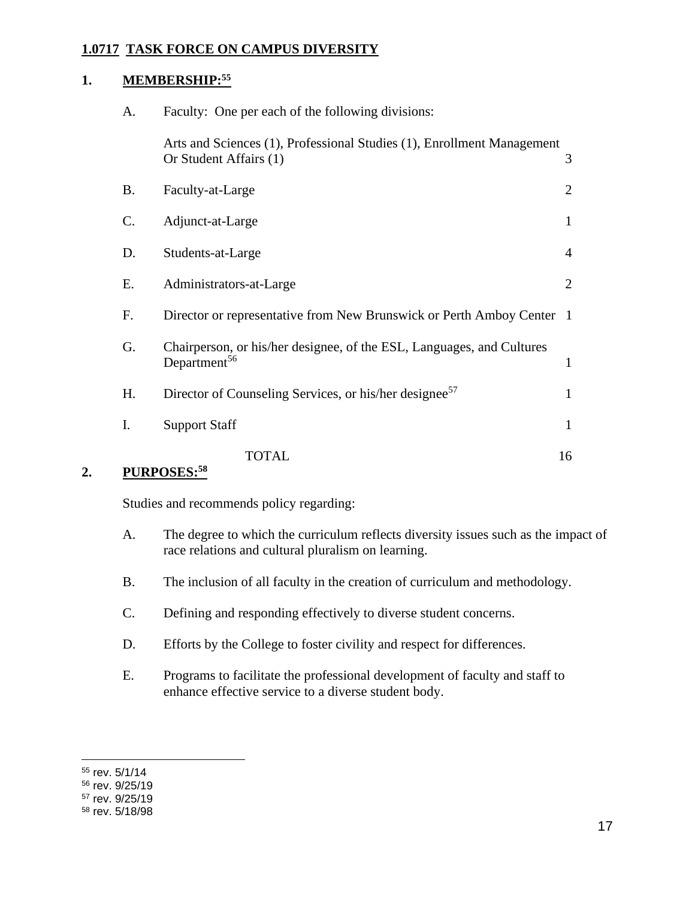## 1.0717 TASK FORCE ON CAMPUS DIVERSITY

### 1. MEMBERSHIP:[55]

| | | |
|---|---|---|
| A. | Faculty: One per each of the following divisions: | |
| | Arts and Sciences (1), Professional Studies (1), Enrollment Management Or Student Affairs (1) | 3 |
| B. | Faculty-at-Large | 2 |
| C. | Adjunct-at-Large | 1 |
| D. | Students-at-Large | 4 |
| E. | Administrators-at-Large | 2 |
| F. | Director or representative from New Brunswick or Perth Amboy Center | 1 |
| G. | Chairperson, or his/her designee, of the ESL, Languages, and Cultures Department[56] | 1 |
| H. | Director of Counseling Services, or his/her designee[57] | 1 |
| I. | Support Staff | 1 |
| | TOTAL | 16 |

### 2. PURPOSES:[58]

Studies and recommends policy regarding:

A. The degree to which the curriculum reflects diversity issues such as the impact of race relations and cultural pluralism on learning.

B. The inclusion of all faculty in the creation of curriculum and methodology.

C. Defining and responding effectively to diverse student concerns.

D. Efforts by the College to foster civility and respect for differences.

E. Programs to facilitate the professional development of faculty and staff to enhance effective service to a diverse student body.

---

[55] rev. 5/1/14

[56] rev. 9/25/19

[57] rev. 9/25/19

[58] rev. 5/18/98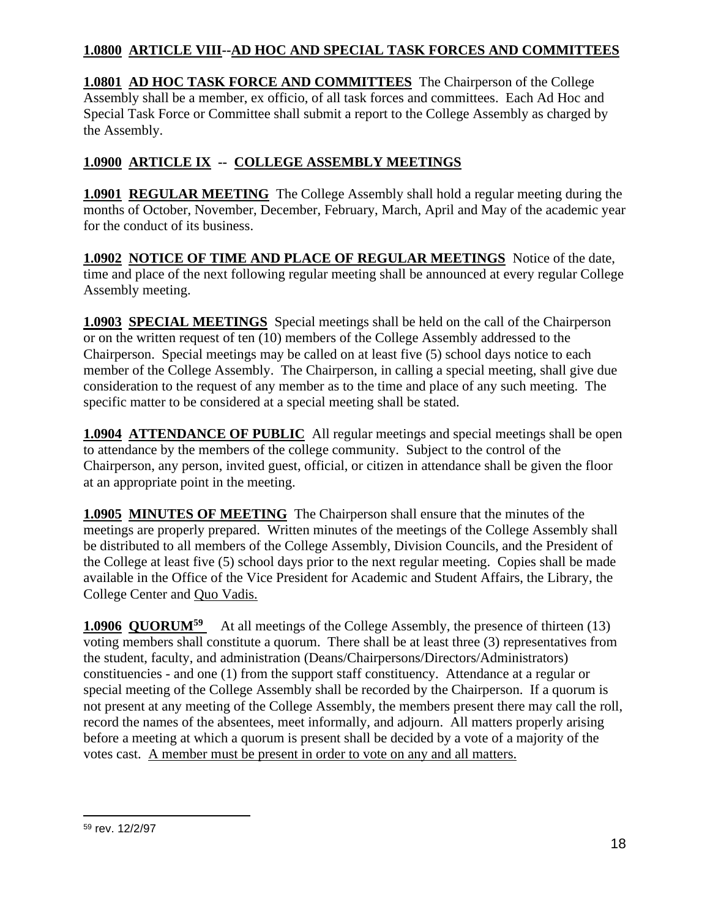## 1.0800 ARTICLE VIII--AD HOC AND SPECIAL TASK FORCES AND COMMITTEES

**1.0801 AD HOC TASK FORCE AND COMMITTEES** The Chairperson of the College Assembly shall be a member, ex officio, of all task forces and committees. Each Ad Hoc and Special Task Force or Committee shall submit a report to the College Assembly as charged by the Assembly.

## 1.0900 ARTICLE IX -- COLLEGE ASSEMBLY MEETINGS

**1.0901 REGULAR MEETING** The College Assembly shall hold a regular meeting during the months of October, November, December, February, March, April and May of the academic year for the conduct of its business.

**1.0902 NOTICE OF TIME AND PLACE OF REGULAR MEETINGS** Notice of the date, time and place of the next following regular meeting shall be announced at every regular College Assembly meeting.

**1.0903 SPECIAL MEETINGS** Special meetings shall be held on the call of the Chairperson or on the written request of ten (10) members of the College Assembly addressed to the Chairperson. Special meetings may be called on at least five (5) school days notice to each member of the College Assembly. The Chairperson, in calling a special meeting, shall give due consideration to the request of any member as to the time and place of any such meeting. The specific matter to be considered at a special meeting shall be stated.

**1.0904 ATTENDANCE OF PUBLIC** All regular meetings and special meetings shall be open to attendance by the members of the college community. Subject to the control of the Chairperson, any person, invited guest, official, or citizen in attendance shall be given the floor at an appropriate point in the meeting.

**1.0905 MINUTES OF MEETING** The Chairperson shall ensure that the minutes of the meetings are properly prepared. Written minutes of the meetings of the College Assembly shall be distributed to all members of the College Assembly, Division Councils, and the President of the College at least five (5) school days prior to the next regular meeting. Copies shall be made available in the Office of the Vice President for Academic and Student Affairs, the Library, the College Center and Quo Vadis.

**1.0906 QUORUM[59]** At all meetings of the College Assembly, the presence of thirteen (13) voting members shall constitute a quorum. There shall be at least three (3) representatives from the student, faculty, and administration (Deans/Chairpersons/Directors/Administrators) constituencies - and one (1) from the support staff constituency. Attendance at a regular or special meeting of the College Assembly shall be recorded by the Chairperson. If a quorum is not present at any meeting of the College Assembly, the members present there may call the roll, record the names of the absentees, meet informally, and adjourn. All matters properly arising before a meeting at which a quorum is present shall be decided by a vote of a majority of the votes cast. A member must be present in order to vote on any and all matters.

---

[59] rev. 12/2/97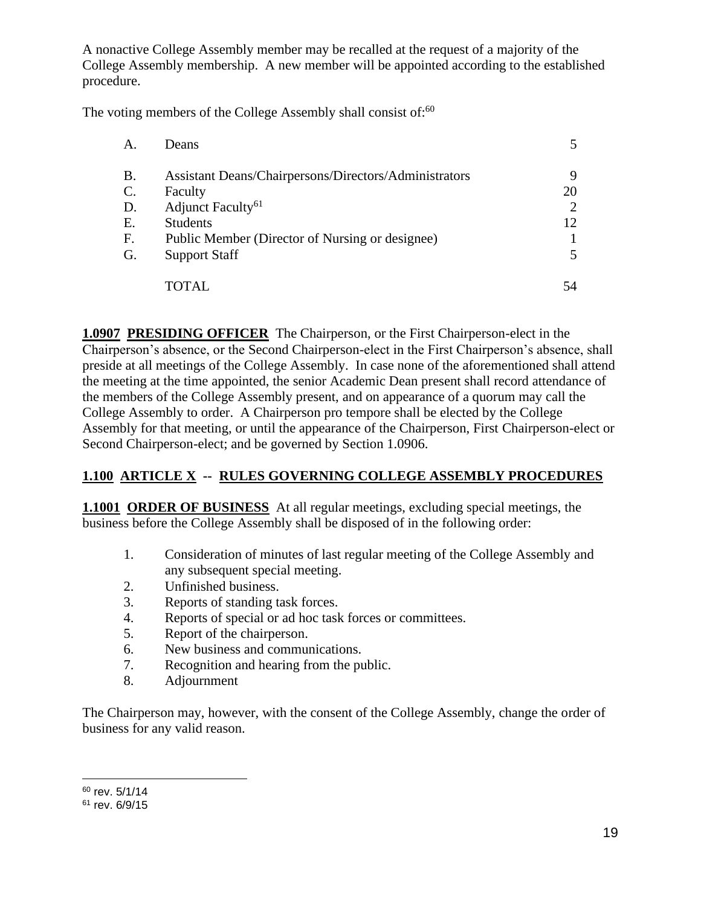A nonactive College Assembly member may be recalled at the request of a majority of the College Assembly membership. A new member will be appointed according to the established procedure.

The voting members of the College Assembly shall consist of:[60]

| | | |
|---|---|---|
| A. | Deans | 5 |
| B. | Assistant Deans/Chairpersons/Directors/Administrators | 9 |
| C. | Faculty | 20 |
| D. | Adjunct Faculty[61] | 2 |
| E. | Students | 12 |
| F. | Public Member (Director of Nursing or designee) | 1 |
| G. | Support Staff | 5 |
| | TOTAL | 54 |

**1.0907 PRESIDING OFFICER** The Chairperson, or the First Chairperson-elect in the Chairperson's absence, or the Second Chairperson-elect in the First Chairperson's absence, shall preside at all meetings of the College Assembly. In case none of the aforementioned shall attend the meeting at the time appointed, the senior Academic Dean present shall record attendance of the members of the College Assembly present, and on appearance of a quorum may call the College Assembly to order. A Chairperson pro tempore shall be elected by the College Assembly for that meeting, or until the appearance of the Chairperson, First Chairperson-elect or Second Chairperson-elect; and be governed by Section 1.0906.

## 1.100 ARTICLE X -- RULES GOVERNING COLLEGE ASSEMBLY PROCEDURES

**1.1001 ORDER OF BUSINESS** At all regular meetings, excluding special meetings, the business before the College Assembly shall be disposed of in the following order:

1. Consideration of minutes of last regular meeting of the College Assembly and any subsequent special meeting.
2. Unfinished business.
3. Reports of standing task forces.
4. Reports of special or ad hoc task forces or committees.
5. Report of the chairperson.
6. New business and communications.
7. Recognition and hearing from the public.
8. Adjournment

The Chairperson may, however, with the consent of the College Assembly, change the order of business for any valid reason.

---

[60] rev. 5/1/14

[61] rev. 6/9/15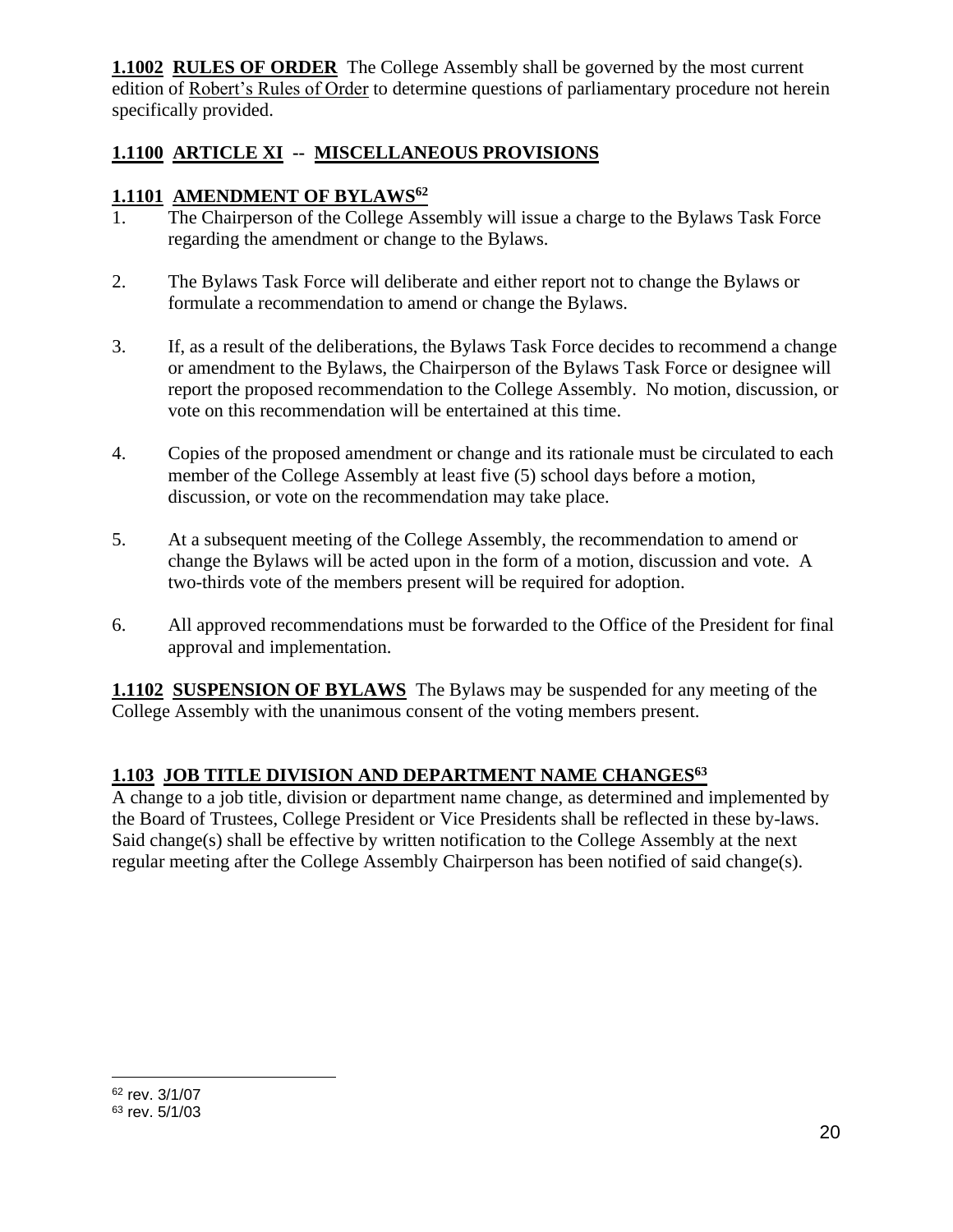**1.1002 RULES OF ORDER** The College Assembly shall be governed by the most current edition of Robert's Rules of Order to determine questions of parliamentary procedure not herein specifically provided.

## 1.1100 ARTICLE XI -- MISCELLANEOUS PROVISIONS

### 1.1101 AMENDMENT OF BYLAWS[62]

1. The Chairperson of the College Assembly will issue a charge to the Bylaws Task Force regarding the amendment or change to the Bylaws.

2. The Bylaws Task Force will deliberate and either report not to change the Bylaws or formulate a recommendation to amend or change the Bylaws.

3. If, as a result of the deliberations, the Bylaws Task Force decides to recommend a change or amendment to the Bylaws, the Chairperson of the Bylaws Task Force or designee will report the proposed recommendation to the College Assembly. No motion, discussion, or vote on this recommendation will be entertained at this time.

4. Copies of the proposed amendment or change and its rationale must be circulated to each member of the College Assembly at least five (5) school days before a motion, discussion, or vote on the recommendation may take place.

5. At a subsequent meeting of the College Assembly, the recommendation to amend or change the Bylaws will be acted upon in the form of a motion, discussion and vote. A two-thirds vote of the members present will be required for adoption.

6. All approved recommendations must be forwarded to the Office of the President for final approval and implementation.

**1.1102 SUSPENSION OF BYLAWS** The Bylaws may be suspended for any meeting of the College Assembly with the unanimous consent of the voting members present.

### 1.103 JOB TITLE DIVISION AND DEPARTMENT NAME CHANGES[63]

A change to a job title, division or department name change, as determined and implemented by the Board of Trustees, College President or Vice Presidents shall be reflected in these by-laws. Said change(s) shall be effective by written notification to the College Assembly at the next regular meeting after the College Assembly Chairperson has been notified of said change(s).

---

[62] rev. 3/1/07

[63] rev. 5/1/03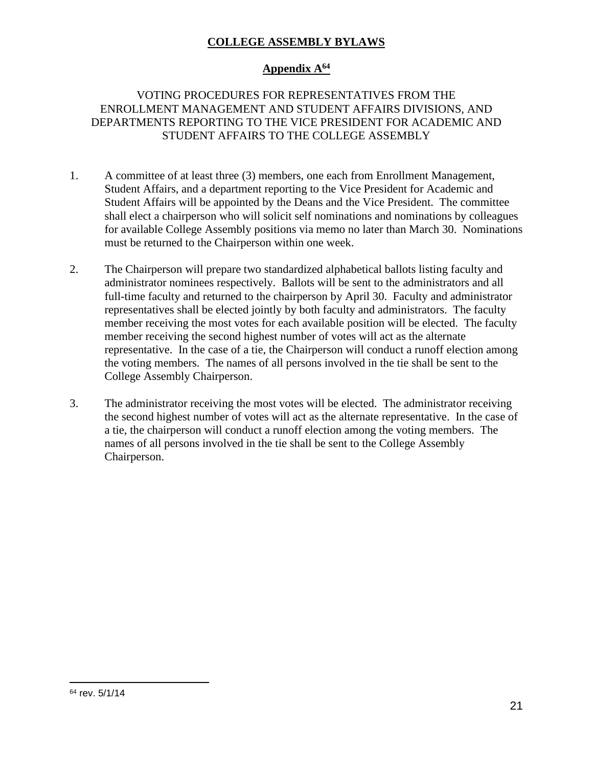# COLLEGE ASSEMBLY BYLAWS

## Appendix A[64]

VOTING PROCEDURES FOR REPRESENTATIVES FROM THE ENROLLMENT MANAGEMENT AND STUDENT AFFAIRS DIVISIONS, AND DEPARTMENTS REPORTING TO THE VICE PRESIDENT FOR ACADEMIC AND STUDENT AFFAIRS TO THE COLLEGE ASSEMBLY

1. A committee of at least three (3) members, one each from Enrollment Management, Student Affairs, and a department reporting to the Vice President for Academic and Student Affairs will be appointed by the Deans and the Vice President. The committee shall elect a chairperson who will solicit self nominations and nominations by colleagues for available College Assembly positions via memo no later than March 30. Nominations must be returned to the Chairperson within one week.

2. The Chairperson will prepare two standardized alphabetical ballots listing faculty and administrator nominees respectively. Ballots will be sent to the administrators and all full-time faculty and returned to the chairperson by April 30. Faculty and administrator representatives shall be elected jointly by both faculty and administrators. The faculty member receiving the most votes for each available position will be elected. The faculty member receiving the second highest number of votes will act as the alternate representative. In the case of a tie, the Chairperson will conduct a runoff election among the voting members. The names of all persons involved in the tie shall be sent to the College Assembly Chairperson.

3. The administrator receiving the most votes will be elected. The administrator receiving the second highest number of votes will act as the alternate representative. In the case of a tie, the chairperson will conduct a runoff election among the voting members. The names of all persons involved in the tie shall be sent to the College Assembly Chairperson.

---

[64] rev. 5/1/14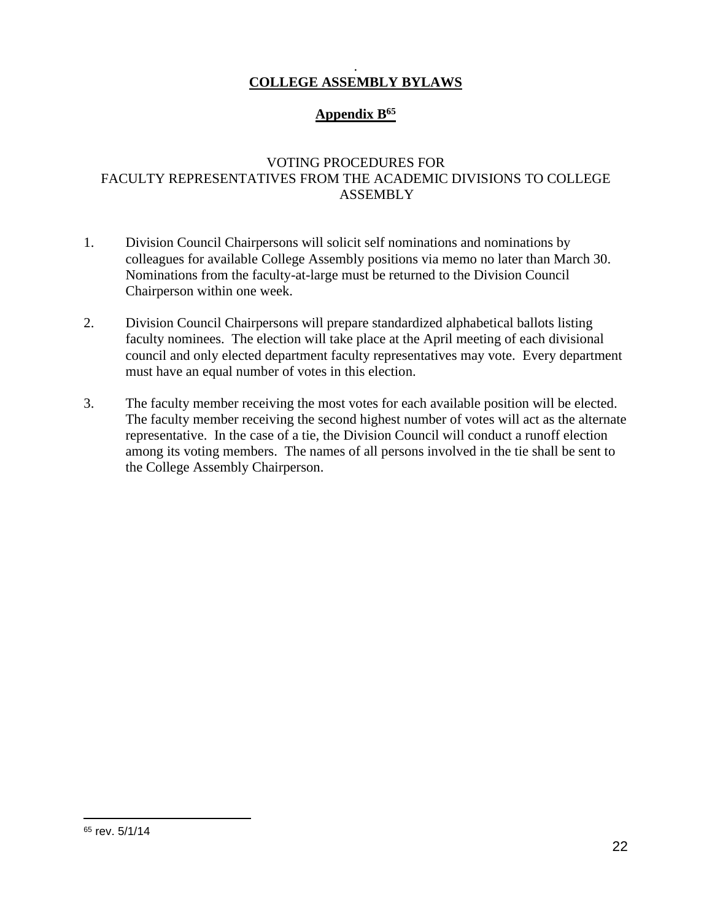# COLLEGE ASSEMBLY BYLAWS

## Appendix B[65]

VOTING PROCEDURES FOR
FACULTY REPRESENTATIVES FROM THE ACADEMIC DIVISIONS TO COLLEGE ASSEMBLY

1. Division Council Chairpersons will solicit self nominations and nominations by colleagues for available College Assembly positions via memo no later than March 30. Nominations from the faculty-at-large must be returned to the Division Council Chairperson within one week.

2. Division Council Chairpersons will prepare standardized alphabetical ballots listing faculty nominees. The election will take place at the April meeting of each divisional council and only elected department faculty representatives may vote. Every department must have an equal number of votes in this election.

3. The faculty member receiving the most votes for each available position will be elected. The faculty member receiving the second highest number of votes will act as the alternate representative. In the case of a tie, the Division Council will conduct a runoff election among its voting members. The names of all persons involved in the tie shall be sent to the College Assembly Chairperson.

---

[65] rev. 5/1/14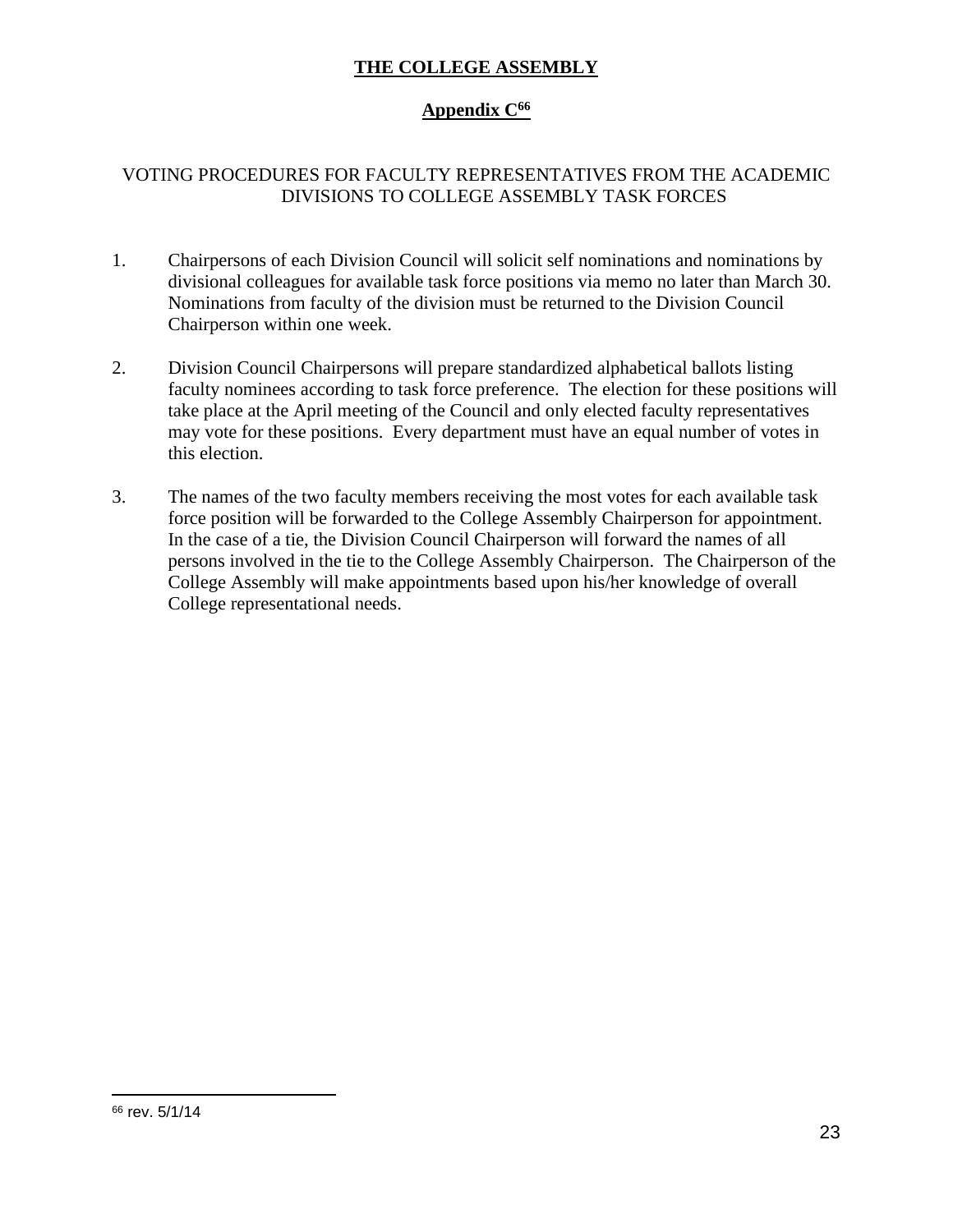**THE COLLEGE ASSEMBLY**

**Appendix C[66]**

VOTING PROCEDURES FOR FACULTY REPRESENTATIVES FROM THE ACADEMIC DIVISIONS TO COLLEGE ASSEMBLY TASK FORCES

1. Chairpersons of each Division Council will solicit self nominations and nominations by divisional colleagues for available task force positions via memo no later than March 30. Nominations from faculty of the division must be returned to the Division Council Chairperson within one week.

2. Division Council Chairpersons will prepare standardized alphabetical ballots listing faculty nominees according to task force preference. The election for these positions will take place at the April meeting of the Council and only elected faculty representatives may vote for these positions. Every department must have an equal number of votes in this election.

3. The names of the two faculty members receiving the most votes for each available task force position will be forwarded to the College Assembly Chairperson for appointment. In the case of a tie, the Division Council Chairperson will forward the names of all persons involved in the tie to the College Assembly Chairperson. The Chairperson of the College Assembly will make appointments based upon his/her knowledge of overall College representational needs.

---

[66] rev. 5/1/14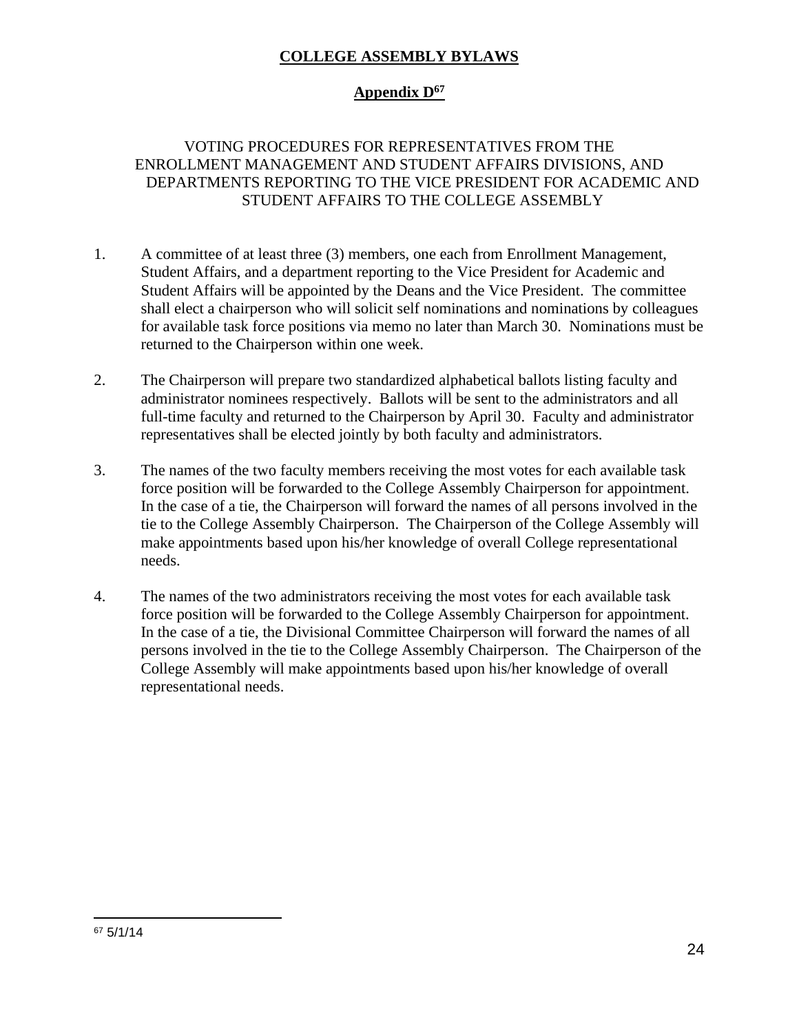**COLLEGE ASSEMBLY BYLAWS**

**Appendix D[67]**

VOTING PROCEDURES FOR REPRESENTATIVES FROM THE ENROLLMENT MANAGEMENT AND STUDENT AFFAIRS DIVISIONS, AND DEPARTMENTS REPORTING TO THE VICE PRESIDENT FOR ACADEMIC AND STUDENT AFFAIRS TO THE COLLEGE ASSEMBLY

1. A committee of at least three (3) members, one each from Enrollment Management, Student Affairs, and a department reporting to the Vice President for Academic and Student Affairs will be appointed by the Deans and the Vice President. The committee shall elect a chairperson who will solicit self nominations and nominations by colleagues for available task force positions via memo no later than March 30. Nominations must be returned to the Chairperson within one week.

2. The Chairperson will prepare two standardized alphabetical ballots listing faculty and administrator nominees respectively. Ballots will be sent to the administrators and all full-time faculty and returned to the Chairperson by April 30. Faculty and administrator representatives shall be elected jointly by both faculty and administrators.

3. The names of the two faculty members receiving the most votes for each available task force position will be forwarded to the College Assembly Chairperson for appointment. In the case of a tie, the Chairperson will forward the names of all persons involved in the tie to the College Assembly Chairperson. The Chairperson of the College Assembly will make appointments based upon his/her knowledge of overall College representational needs.

4. The names of the two administrators receiving the most votes for each available task force position will be forwarded to the College Assembly Chairperson for appointment. In the case of a tie, the Divisional Committee Chairperson will forward the names of all persons involved in the tie to the College Assembly Chairperson. The Chairperson of the College Assembly will make appointments based upon his/her knowledge of overall representational needs.

---

[67] 5/1/14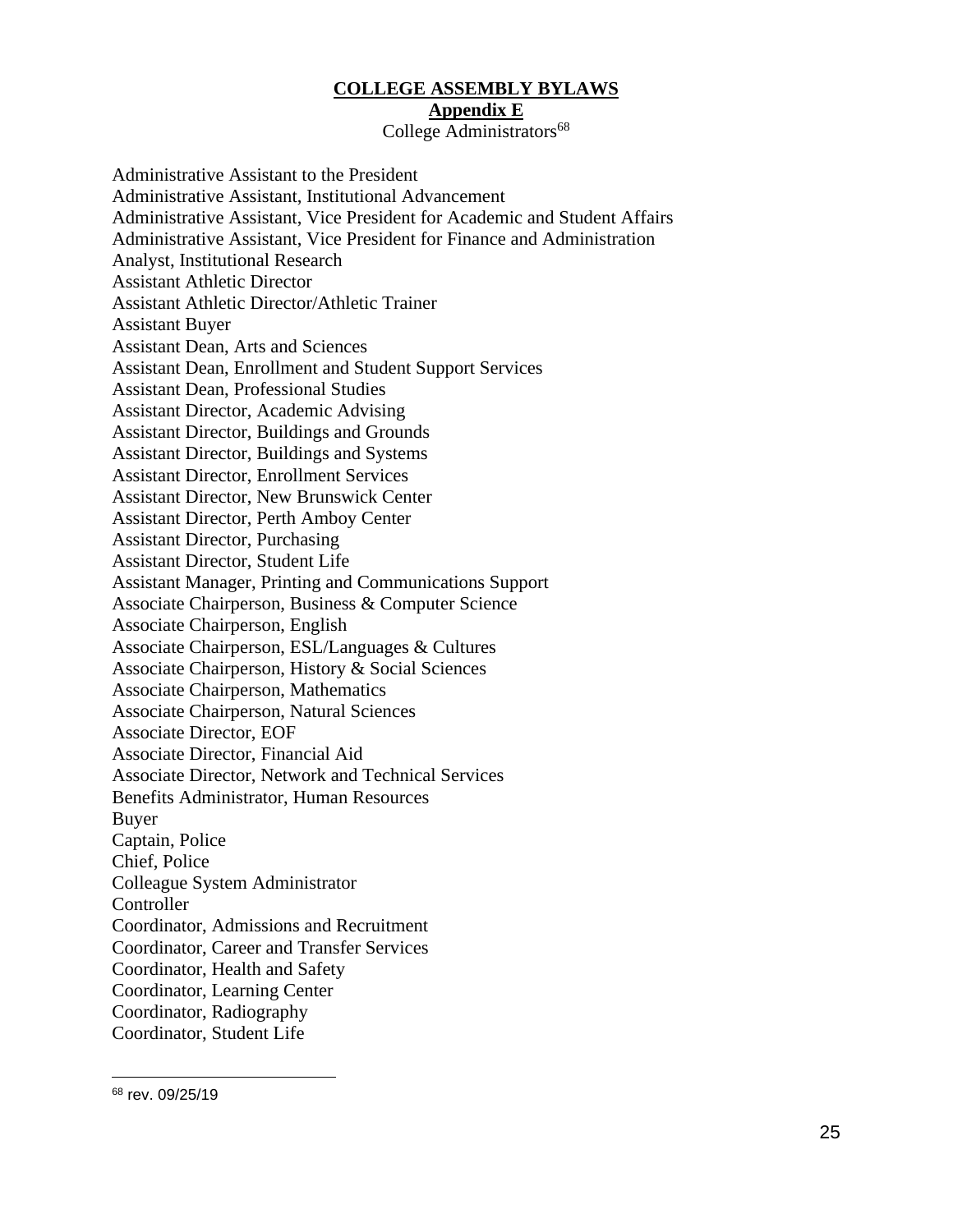**COLLEGE ASSEMBLY BYLAWS**

**Appendix E**

College Administrators[68]

Administrative Assistant to the President
Administrative Assistant, Institutional Advancement
Administrative Assistant, Vice President for Academic and Student Affairs
Administrative Assistant, Vice President for Finance and Administration
Analyst, Institutional Research
Assistant Athletic Director
Assistant Athletic Director/Athletic Trainer
Assistant Buyer
Assistant Dean, Arts and Sciences
Assistant Dean, Enrollment and Student Support Services
Assistant Dean, Professional Studies
Assistant Director, Academic Advising
Assistant Director, Buildings and Grounds
Assistant Director, Buildings and Systems
Assistant Director, Enrollment Services
Assistant Director, New Brunswick Center
Assistant Director, Perth Amboy Center
Assistant Director, Purchasing
Assistant Director, Student Life
Assistant Manager, Printing and Communications Support
Associate Chairperson, Business & Computer Science
Associate Chairperson, English
Associate Chairperson, ESL/Languages & Cultures
Associate Chairperson, History & Social Sciences
Associate Chairperson, Mathematics
Associate Chairperson, Natural Sciences
Associate Director, EOF
Associate Director, Financial Aid
Associate Director, Network and Technical Services
Benefits Administrator, Human Resources
Buyer
Captain, Police
Chief, Police
Colleague System Administrator
Controller
Coordinator, Admissions and Recruitment
Coordinator, Career and Transfer Services
Coordinator, Health and Safety
Coordinator, Learning Center
Coordinator, Radiography
Coordinator, Student Life

---

[68] rev. 09/25/19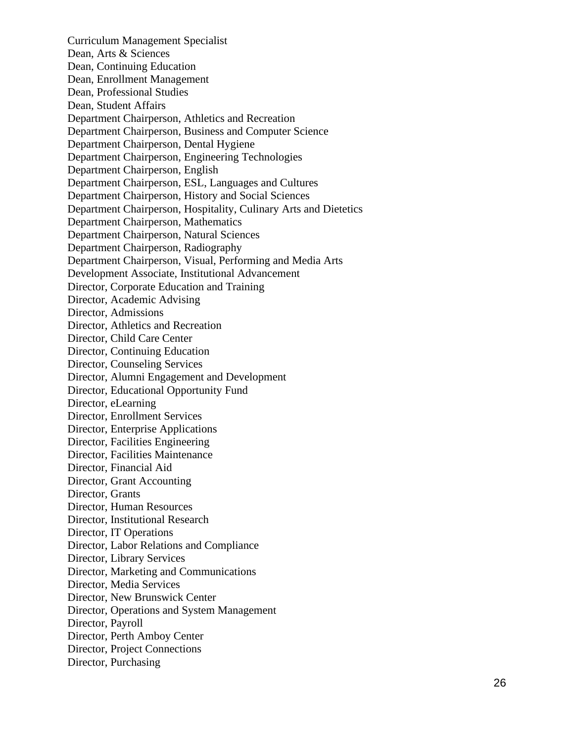Curriculum Management Specialist
Dean, Arts & Sciences
Dean, Continuing Education
Dean, Enrollment Management
Dean, Professional Studies
Dean, Student Affairs
Department Chairperson, Athletics and Recreation
Department Chairperson, Business and Computer Science
Department Chairperson, Dental Hygiene
Department Chairperson, Engineering Technologies
Department Chairperson, English
Department Chairperson, ESL, Languages and Cultures
Department Chairperson, History and Social Sciences
Department Chairperson, Hospitality, Culinary Arts and Dietetics
Department Chairperson, Mathematics
Department Chairperson, Natural Sciences
Department Chairperson, Radiography
Department Chairperson, Visual, Performing and Media Arts
Development Associate, Institutional Advancement
Director, Corporate Education and Training
Director, Academic Advising
Director, Admissions
Director, Athletics and Recreation
Director, Child Care Center
Director, Continuing Education
Director, Counseling Services
Director, Alumni Engagement and Development
Director, Educational Opportunity Fund
Director, eLearning
Director, Enrollment Services
Director, Enterprise Applications
Director, Facilities Engineering
Director, Facilities Maintenance
Director, Financial Aid
Director, Grant Accounting
Director, Grants
Director, Human Resources
Director, Institutional Research
Director, IT Operations
Director, Labor Relations and Compliance
Director, Library Services
Director, Marketing and Communications
Director, Media Services
Director, New Brunswick Center
Director, Operations and System Management
Director, Payroll
Director, Perth Amboy Center
Director, Project Connections
Director, Purchasing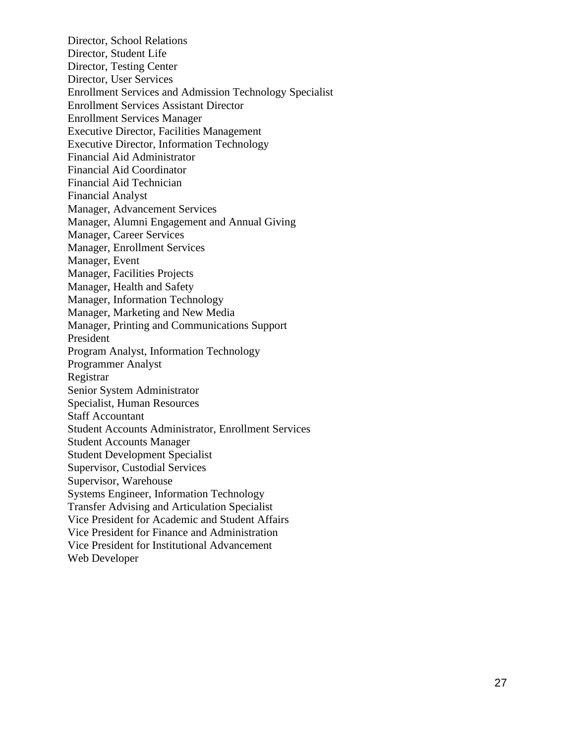Director, School Relations
Director, Student Life
Director, Testing Center
Director, User Services
Enrollment Services and Admission Technology Specialist
Enrollment Services Assistant Director
Enrollment Services Manager
Executive Director, Facilities Management
Executive Director, Information Technology
Financial Aid Administrator
Financial Aid Coordinator
Financial Aid Technician
Financial Analyst
Manager, Advancement Services
Manager, Alumni Engagement and Annual Giving
Manager, Career Services
Manager, Enrollment Services
Manager, Event
Manager, Facilities Projects
Manager, Health and Safety
Manager, Information Technology
Manager, Marketing and New Media
Manager, Printing and Communications Support
President
Program Analyst, Information Technology
Programmer Analyst
Registrar
Senior System Administrator
Specialist, Human Resources
Staff Accountant
Student Accounts Administrator, Enrollment Services
Student Accounts Manager
Student Development Specialist
Supervisor, Custodial Services
Supervisor, Warehouse
Systems Engineer, Information Technology
Transfer Advising and Articulation Specialist
Vice President for Academic and Student Affairs
Vice President for Finance and Administration
Vice President for Institutional Advancement
Web Developer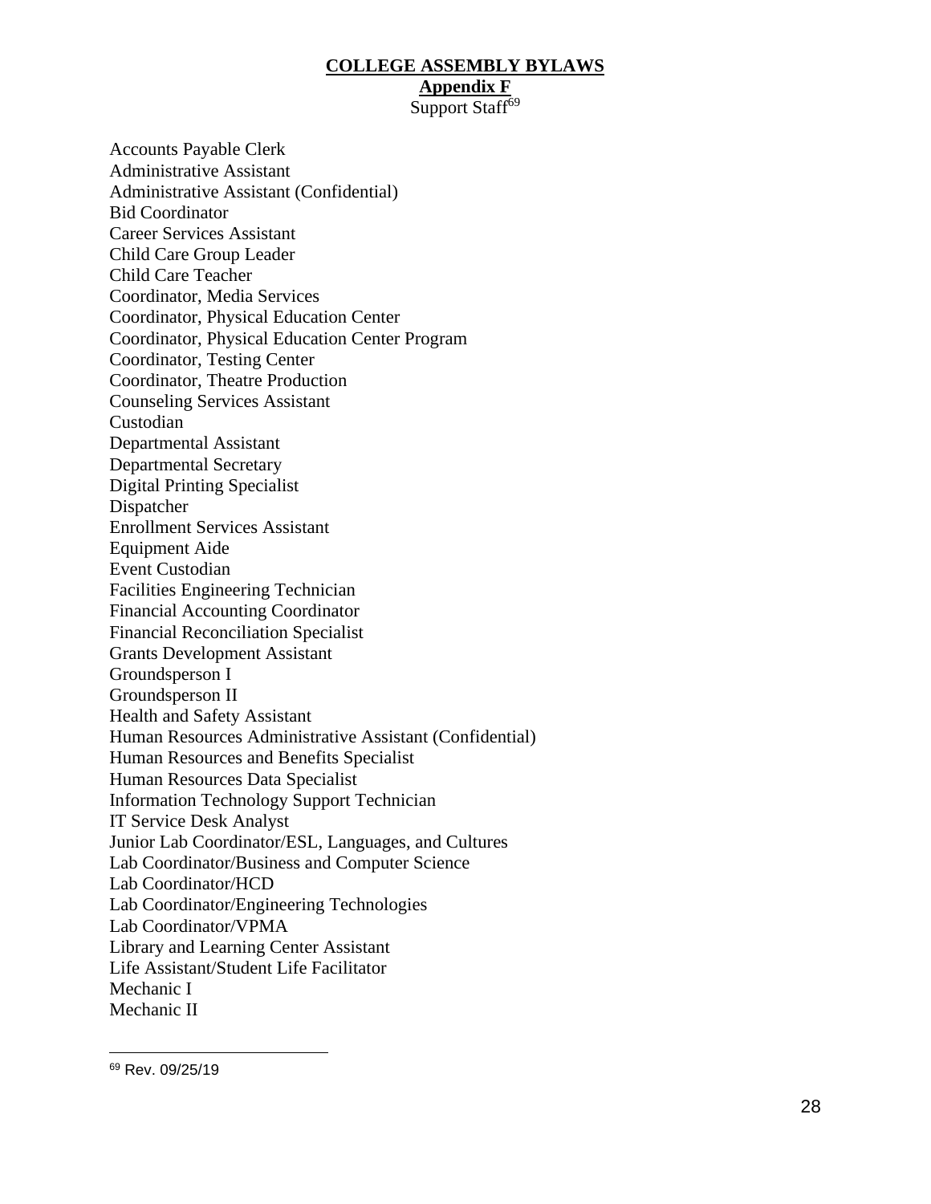**COLLEGE ASSEMBLY BYLAWS**

**Appendix F**

Support Staff[69]

Accounts Payable Clerk
Administrative Assistant
Administrative Assistant (Confidential)
Bid Coordinator
Career Services Assistant
Child Care Group Leader
Child Care Teacher
Coordinator, Media Services
Coordinator, Physical Education Center
Coordinator, Physical Education Center Program
Coordinator, Testing Center
Coordinator, Theatre Production
Counseling Services Assistant
Custodian
Departmental Assistant
Departmental Secretary
Digital Printing Specialist
Dispatcher
Enrollment Services Assistant
Equipment Aide
Event Custodian
Facilities Engineering Technician
Financial Accounting Coordinator
Financial Reconciliation Specialist
Grants Development Assistant
Groundsperson I
Groundsperson II
Health and Safety Assistant
Human Resources Administrative Assistant (Confidential)
Human Resources and Benefits Specialist
Human Resources Data Specialist
Information Technology Support Technician
IT Service Desk Analyst
Junior Lab Coordinator/ESL, Languages, and Cultures
Lab Coordinator/Business and Computer Science
Lab Coordinator/HCD
Lab Coordinator/Engineering Technologies
Lab Coordinator/VPMA
Library and Learning Center Assistant
Life Assistant/Student Life Facilitator
Mechanic I
Mechanic II

---

[69] Rev. 09/25/19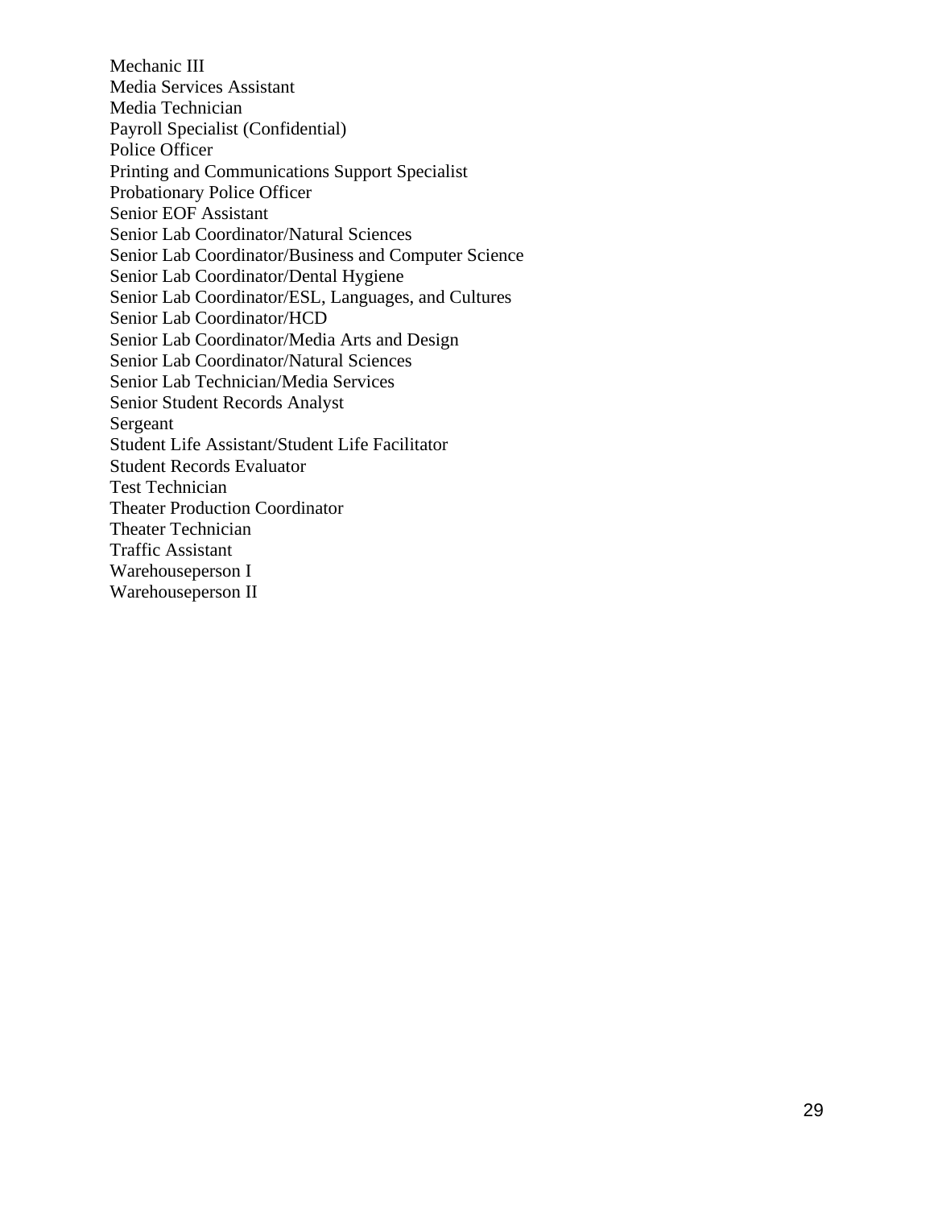Mechanic III
Media Services Assistant
Media Technician
Payroll Specialist (Confidential)
Police Officer
Printing and Communications Support Specialist
Probationary Police Officer
Senior EOF Assistant
Senior Lab Coordinator/Natural Sciences
Senior Lab Coordinator/Business and Computer Science
Senior Lab Coordinator/Dental Hygiene
Senior Lab Coordinator/ESL, Languages, and Cultures
Senior Lab Coordinator/HCD
Senior Lab Coordinator/Media Arts and Design
Senior Lab Coordinator/Natural Sciences
Senior Lab Technician/Media Services
Senior Student Records Analyst
Sergeant
Student Life Assistant/Student Life Facilitator
Student Records Evaluator
Test Technician
Theater Production Coordinator
Theater Technician
Traffic Assistant
Warehouseperson I
Warehouseperson II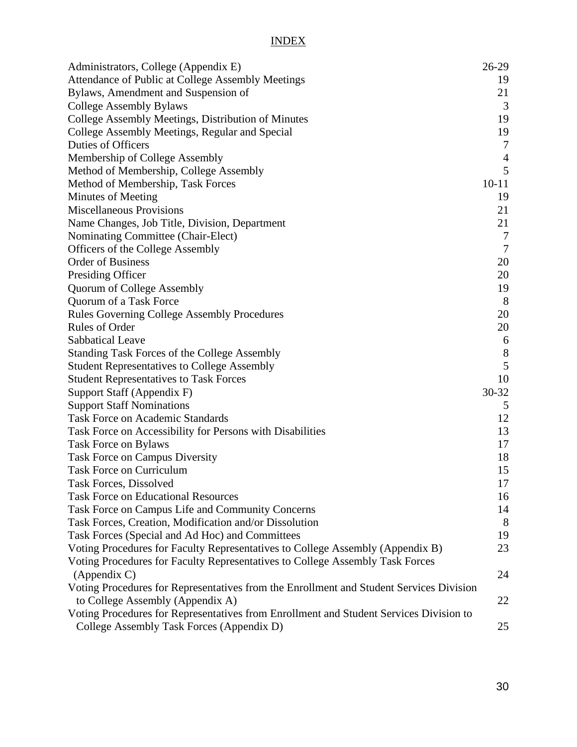# INDEX

| | |
|---|---|
| Administrators, College (Appendix E) | 26-29 |
| Attendance of Public at College Assembly Meetings | 19 |
| Bylaws, Amendment and Suspension of | 21 |
| College Assembly Bylaws | 3 |
| College Assembly Meetings, Distribution of Minutes | 19 |
| College Assembly Meetings, Regular and Special | 19 |
| Duties of Officers | 7 |
| Membership of College Assembly | 4 |
| Method of Membership, College Assembly | 5 |
| Method of Membership, Task Forces | 10-11 |
| Minutes of Meeting | 19 |
| Miscellaneous Provisions | 21 |
| Name Changes, Job Title, Division, Department | 21 |
| Nominating Committee (Chair-Elect) | 7 |
| Officers of the College Assembly | 7 |
| Order of Business | 20 |
| Presiding Officer | 20 |
| Quorum of College Assembly | 19 |
| Quorum of a Task Force | 8 |
| Rules Governing College Assembly Procedures | 20 |
| Rules of Order | 20 |
| Sabbatical Leave | 6 |
| Standing Task Forces of the College Assembly | 8 |
| Student Representatives to College Assembly | 5 |
| Student Representatives to Task Forces | 10 |
| Support Staff (Appendix F) | 30-32 |
| Support Staff Nominations | 5 |
| Task Force on Academic Standards | 12 |
| Task Force on Accessibility for Persons with Disabilities | 13 |
| Task Force on Bylaws | 17 |
| Task Force on Campus Diversity | 18 |
| Task Force on Curriculum | 15 |
| Task Forces, Dissolved | 17 |
| Task Force on Educational Resources | 16 |
| Task Force on Campus Life and Community Concerns | 14 |
| Task Forces, Creation, Modification and/or Dissolution | 8 |
| Task Forces (Special and Ad Hoc) and Committees | 19 |
| Voting Procedures for Faculty Representatives to College Assembly (Appendix B) | 23 |
| Voting Procedures for Faculty Representatives to College Assembly Task Forces (Appendix C) | 24 |
| Voting Procedures for Representatives from the Enrollment and Student Services Division to College Assembly (Appendix A) | 22 |
| Voting Procedures for Representatives from Enrollment and Student Services Division to College Assembly Task Forces (Appendix D) | 25 |